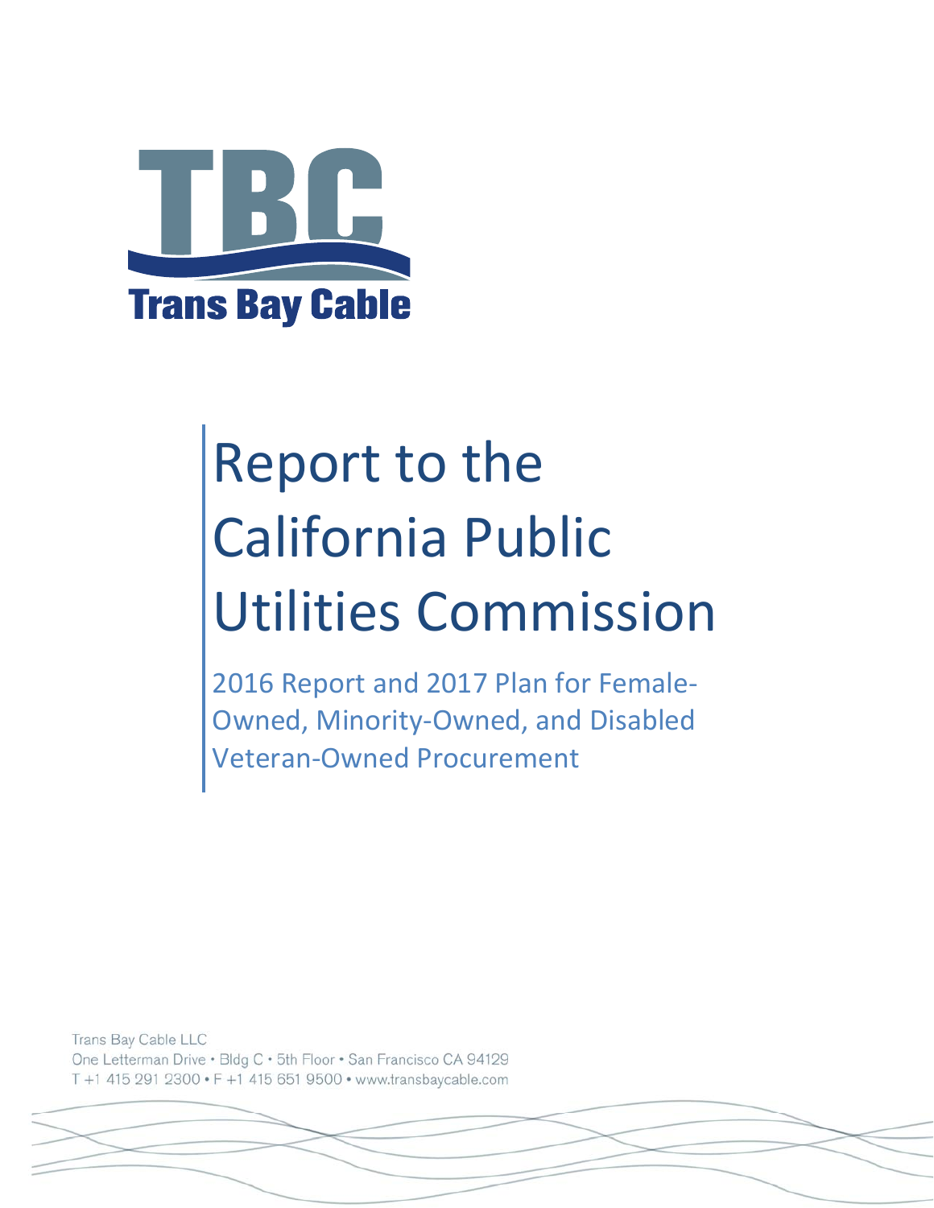TBC

Trans Bay Cable

# Report to the California Public Utilities Commission

## 2016 Report and 2017 Plan for Female-Owned, Minority-Owned, and Disabled Veteran-Owned Procurement

Trans Bay Cable LLC
One Letterman Drive • Bldg C • 5th Floor • San Francisco CA 94129
T +1 415 291 2300 • F +1 415 651 9500 • www.transbaycable.com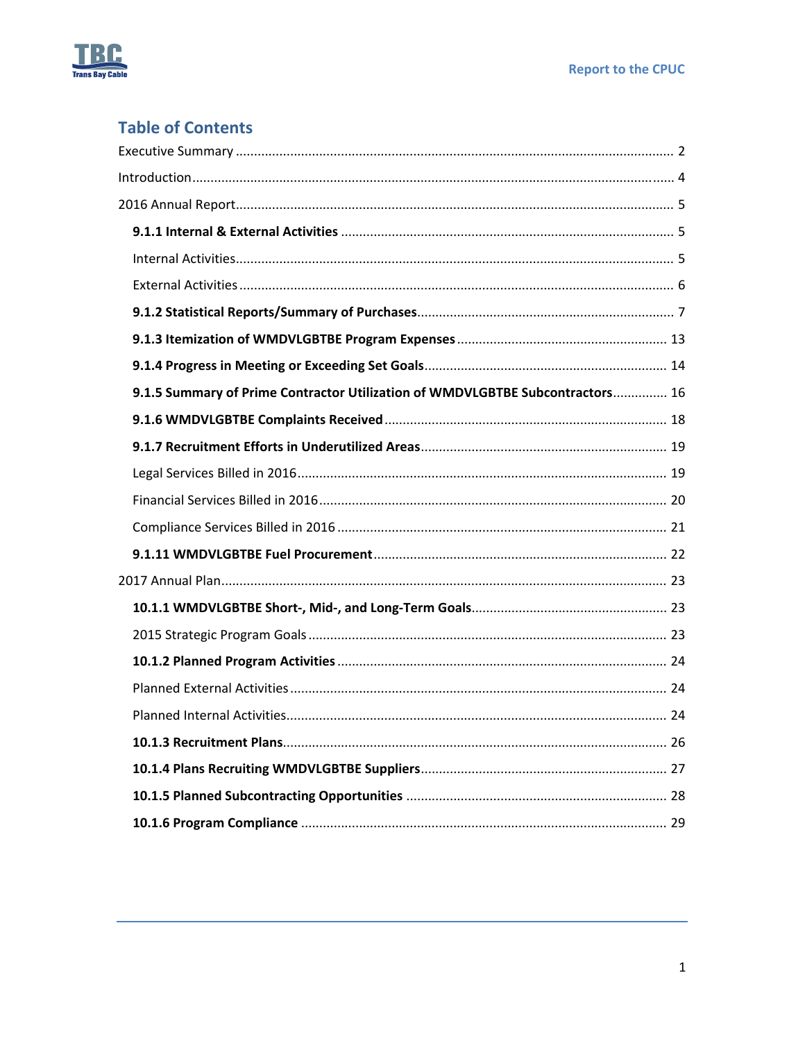## Table of Contents

Executive Summary ........................................................................................................... 2

Introduction........................................................................................................................ 4

2016 Annual Report............................................................................................................ 5

- **9.1.1 Internal & External Activities** ........................................................................... 5
  - Internal Activities......................................................................................................... 5
  - External Activities ....................................................................................................... 6
- **9.1.2 Statistical Reports/Summary of Purchases**....................................................... 7
- **9.1.3 Itemization of WMDVLGBTBE Program Expenses** .......................................... 13
- **9.1.4 Progress in Meeting or Exceeding Set Goals**.................................................... 14
- **9.1.5 Summary of Prime Contractor Utilization of WMDVLGBTBE Subcontractors**............... 16
- **9.1.6 WMDVLGBTBE Complaints Received** ............................................................. 18
- **9.1.7 Recruitment Efforts in Underutilized Areas**..................................................... 19
  - Legal Services Billed in 2016...................................................................................... 19
  - Financial Services Billed in 2016................................................................................ 20
  - Compliance Services Billed in 2016 ........................................................................... 21
- **9.1.11 WMDVLGBTBE Fuel Procurement**................................................................. 22

2017 Annual Plan.............................................................................................................. 23

- **10.1.1 WMDVLGBTBE Short-, Mid-, and Long-Term Goals**...................................... 23
  - 2015 Strategic Program Goals ................................................................................... 23
- **10.1.2 Planned Program Activities** .......................................................................... 24
  - Planned External Activities ....................................................................................... 24
  - Planned Internal Activities......................................................................................... 24
- **10.1.3 Recruitment Plans**.......................................................................................... 26
- **10.1.4 Plans Recruiting WMDVLGBTBE Suppliers**.................................................... 27
- **10.1.5 Planned Subcontracting Opportunities** ........................................................ 28
- **10.1.6 Program Compliance** ..................................................................................... 29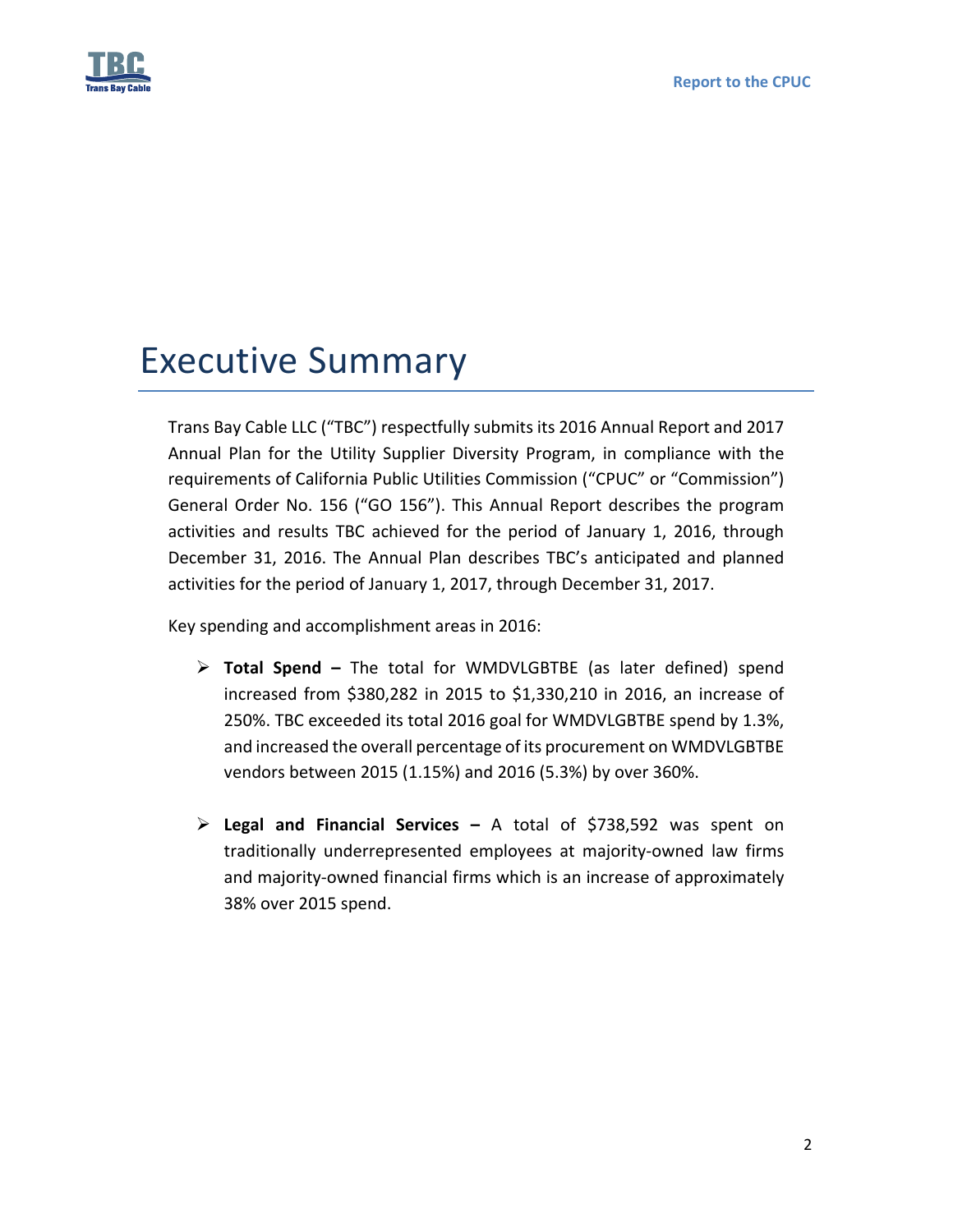# Executive Summary

Trans Bay Cable LLC ("TBC") respectfully submits its 2016 Annual Report and 2017 Annual Plan for the Utility Supplier Diversity Program, in compliance with the requirements of California Public Utilities Commission ("CPUC" or "Commission") General Order No. 156 ("GO 156"). This Annual Report describes the program activities and results TBC achieved for the period of January 1, 2016, through December 31, 2016. The Annual Plan describes TBC's anticipated and planned activities for the period of January 1, 2017, through December 31, 2017.

Key spending and accomplishment areas in 2016:

- **Total Spend –** The total for WMDVLGBTBE (as later defined) spend increased from $380,282 in 2015 to $1,330,210 in 2016, an increase of 250%. TBC exceeded its total 2016 goal for WMDVLGBTBE spend by 1.3%, and increased the overall percentage of its procurement on WMDVLGBTBE vendors between 2015 (1.15%) and 2016 (5.3%) by over 360%.

- **Legal and Financial Services –** A total of $738,592 was spent on traditionally underrepresented employees at majority-owned law firms and majority-owned financial firms which is an increase of approximately 38% over 2015 spend.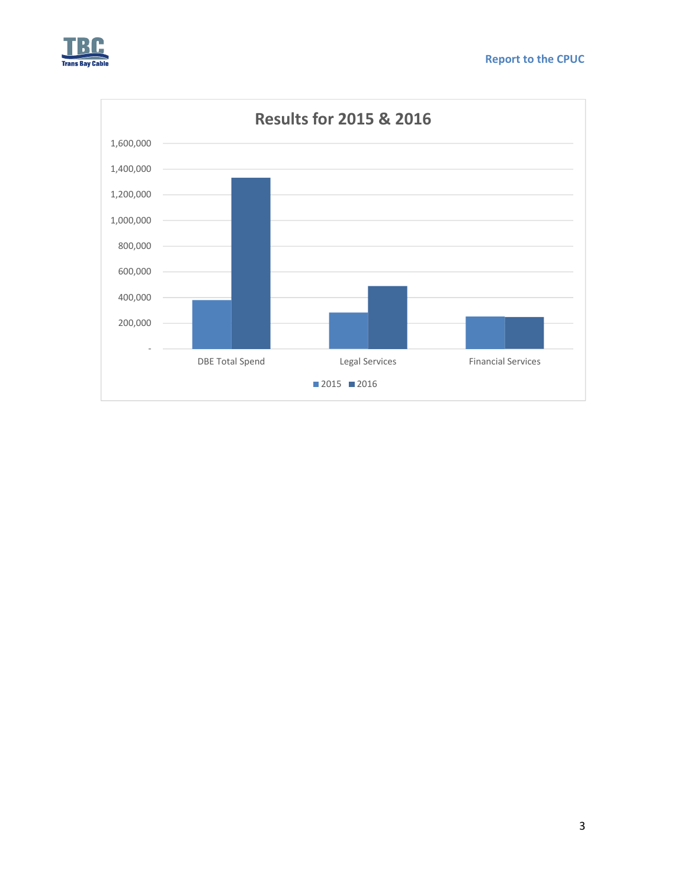## Results for 2015 & 2016

| | 2015 | 2016 |
|---|---|---|
| DBE Total Spend | ~380,000 | ~1,330,000 |
| Legal Services | ~280,000 | ~490,000 |
| Financial Services | ~250,000 | ~245,000 |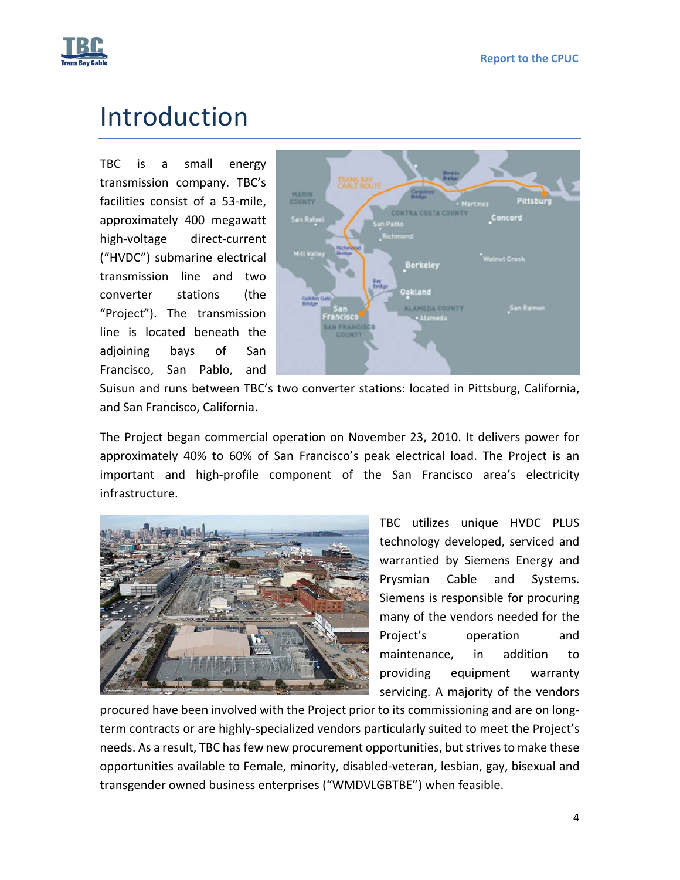# Introduction

TBC is a small energy transmission company. TBC's facilities consist of a 53-mile, approximately 400 megawatt high-voltage direct-current ("HVDC") submarine electrical transmission line and two converter stations (the "Project"). The transmission line is located beneath the adjoining bays of San Francisco, San Pablo, and Suisun and runs between TBC's two converter stations: located in Pittsburg, California, and San Francisco, California.

The Project began commercial operation on November 23, 2010. It delivers power for approximately 40% to 60% of San Francisco's peak electrical load. The Project is an important and high-profile component of the San Francisco area's electricity infrastructure.

TBC utilizes unique HVDC PLUS technology developed, serviced and warrantied by Siemens Energy and Prysmian Cable and Systems. Siemens is responsible for procuring many of the vendors needed for the Project's operation and maintenance, in addition to providing equipment warranty servicing. A majority of the vendors procured have been involved with the Project prior to its commissioning and are on long-term contracts or are highly-specialized vendors particularly suited to meet the Project's needs. As a result, TBC has few new procurement opportunities, but strives to make these opportunities available to Female, minority, disabled-veteran, lesbian, gay, bisexual and transgender owned business enterprises ("WMDVLGBTBE") when feasible.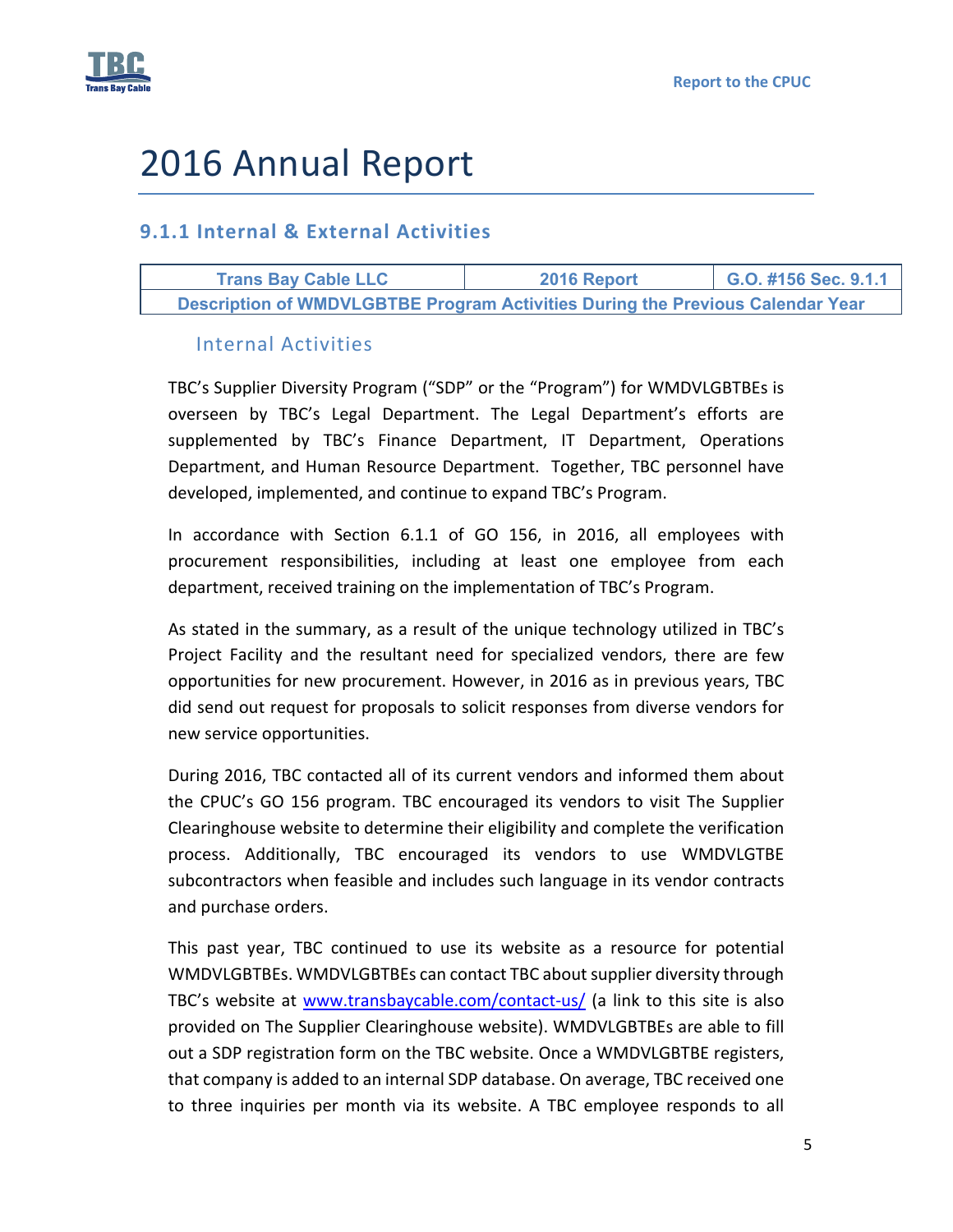# 2016 Annual Report

## 9.1.1 Internal & External Activities

| Trans Bay Cable LLC | 2016 Report | G.O. #156 Sec. 9.1.1 |
|---|---|---|
| Description of WMDVLGBTBE Program Activities During the Previous Calendar Year | | |

### Internal Activities

TBC's Supplier Diversity Program ("SDP" or the "Program") for WMDVLGBTBEs is overseen by TBC's Legal Department. The Legal Department's efforts are supplemented by TBC's Finance Department, IT Department, Operations Department, and Human Resource Department. Together, TBC personnel have developed, implemented, and continue to expand TBC's Program.

In accordance with Section 6.1.1 of GO 156, in 2016, all employees with procurement responsibilities, including at least one employee from each department, received training on the implementation of TBC's Program.

As stated in the summary, as a result of the unique technology utilized in TBC's Project Facility and the resultant need for specialized vendors, there are few opportunities for new procurement. However, in 2016 as in previous years, TBC did send out request for proposals to solicit responses from diverse vendors for new service opportunities.

During 2016, TBC contacted all of its current vendors and informed them about the CPUC's GO 156 program. TBC encouraged its vendors to visit The Supplier Clearinghouse website to determine their eligibility and complete the verification process. Additionally, TBC encouraged its vendors to use WMDVLGTBE subcontractors when feasible and includes such language in its vendor contracts and purchase orders.

This past year, TBC continued to use its website as a resource for potential WMDVLGBTBEs. WMDVLGBTBEs can contact TBC about supplier diversity through TBC's website at www.transbaycable.com/contact-us/ (a link to this site is also provided on The Supplier Clearinghouse website). WMDVLGBTBEs are able to fill out a SDP registration form on the TBC website. Once a WMDVLGBTBE registers, that company is added to an internal SDP database. On average, TBC received one to three inquiries per month via its website. A TBC employee responds to all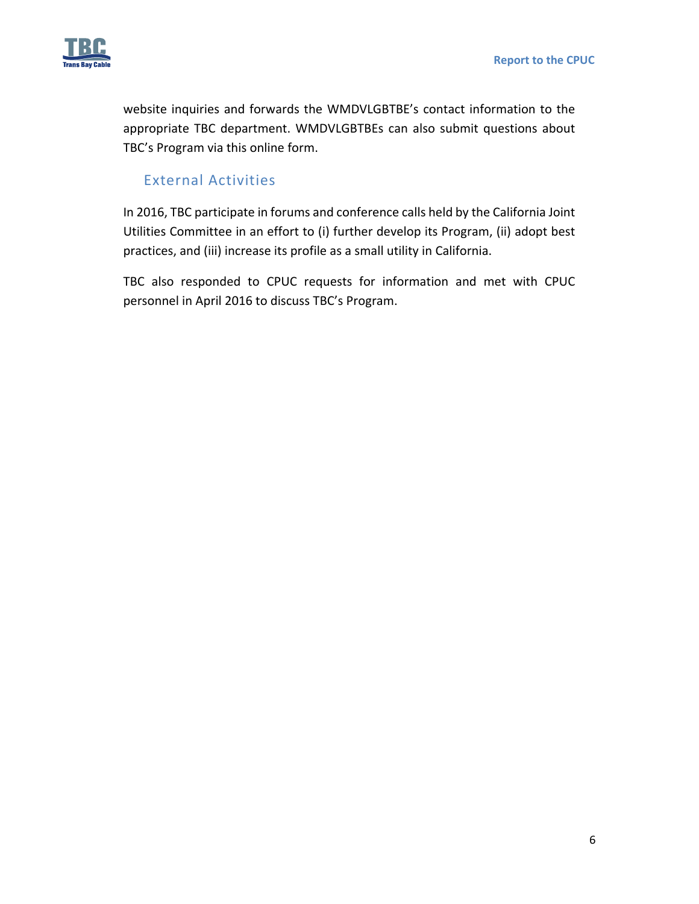website inquiries and forwards the WMDVLGBTBE's contact information to the appropriate TBC department. WMDVLGBTBEs can also submit questions about TBC's Program via this online form.

## External Activities

In 2016, TBC participate in forums and conference calls held by the California Joint Utilities Committee in an effort to (i) further develop its Program, (ii) adopt best practices, and (iii) increase its profile as a small utility in California.

TBC also responded to CPUC requests for information and met with CPUC personnel in April 2016 to discuss TBC's Program.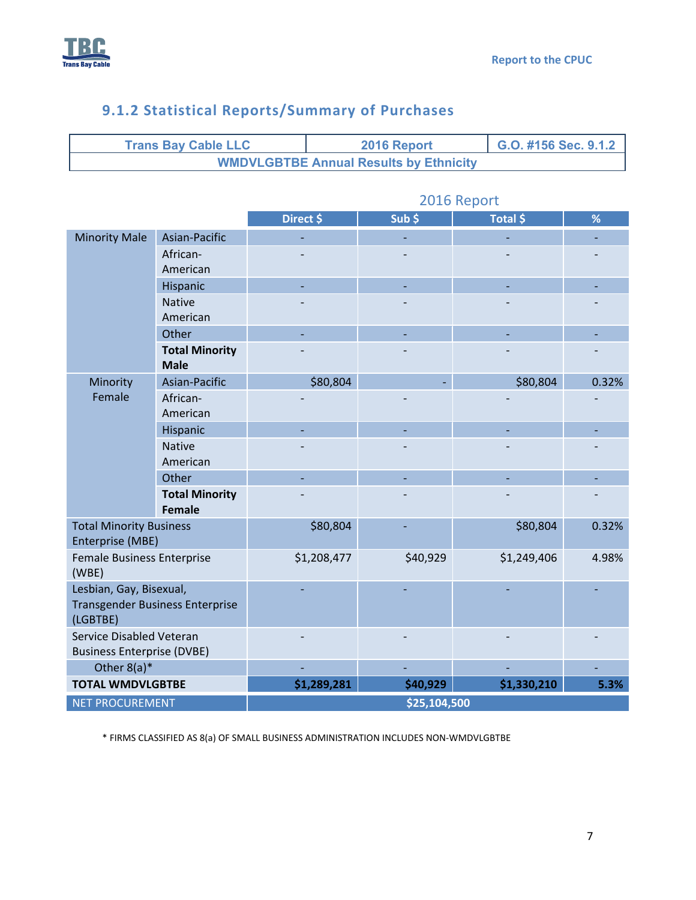### 9.1.2 Statistical Reports/Summary of Purchases

| Trans Bay Cable LLC | 2016 Report | G.O. #156 Sec. 9.1.2 |
|---|---|---|
| WMDVLGBTBE Annual Results by Ethnicity | | |

| | | 2016 Report | | | |
|---|---|---|---|---|---|
| | | Direct $ | Sub $ | Total $ | % |
| Minority Male | Asian-Pacific | - | - | - | - |
| | African-American | - | - | - | - |
| | Hispanic | - | - | - | - |
| | Native American | - | - | - | - |
| | Other | - | - | - | - |
| | **Total Minority Male** | - | - | - | - |
| Minority Female | Asian-Pacific | $80,804 | - | $80,804 | 0.32% |
| | African-American | - | - | - | - |
| | Hispanic | - | - | - | - |
| | Native American | - | - | - | - |
| | Other | - | - | - | - |
| | **Total Minority Female** | - | - | - | - |
| Total Minority Business Enterprise (MBE) | | $80,804 | - | $80,804 | 0.32% |
| Female Business Enterprise (WBE) | | $1,208,477 | $40,929 | $1,249,406 | 4.98% |
| Lesbian, Gay, Bisexual, Transgender Business Enterprise (LGBTBE) | | - | - | - | - |
| Service Disabled Veteran Business Enterprise (DVBE) | | - | - | - | - |
| Other 8(a)* | | - | - | - | - |
| **TOTAL WMDVLGBTBE** | | **$1,289,281** | **$40,929** | **$1,330,210** | **5.3%** |
| NET PROCUREMENT | | **$25,104,500** | | | |

* FIRMS CLASSIFIED AS 8(a) OF SMALL BUSINESS ADMINISTRATION INCLUDES NON-WMDVLGBTBE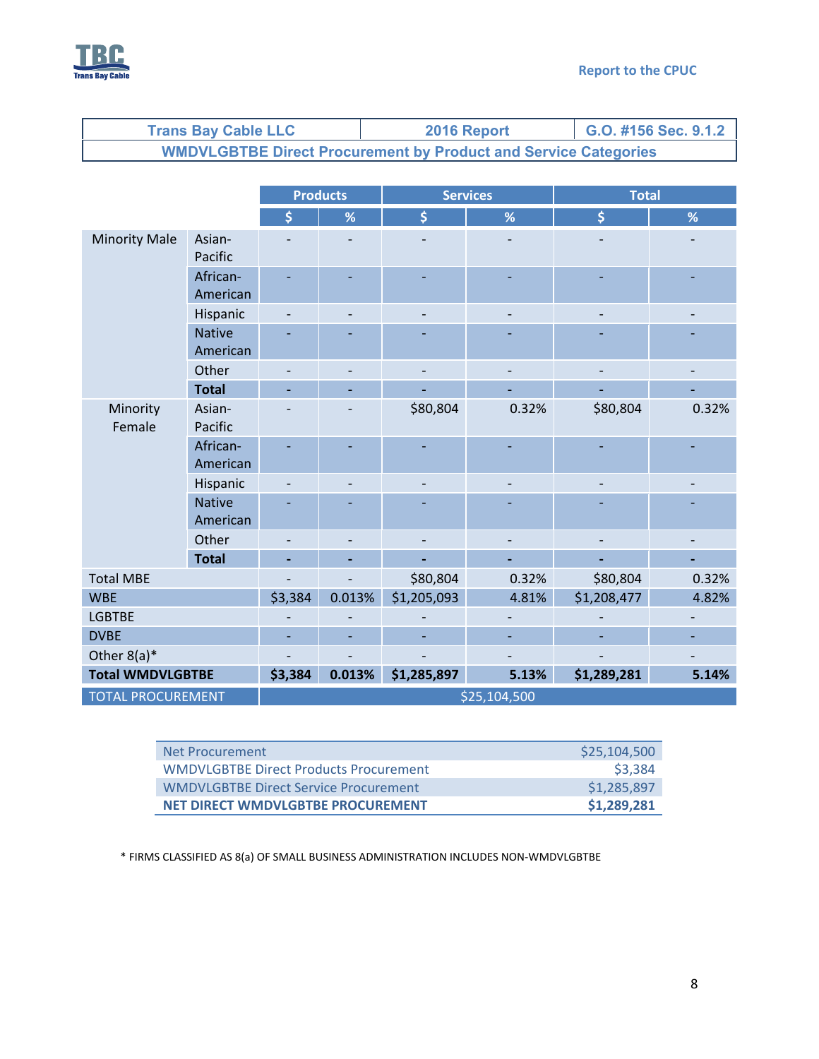| Trans Bay Cable LLC | 2016 Report | G.O. #156 Sec. 9.1.2 |
|---|---|---|
| **WMDVLGBTBE Direct Procurement by Product and Service Categories** | | |

| | | Products | | Services | | Total | |
|---|---|---|---|---|---|---|---|
| | | $ | % | $ | % | $ | % |
| Minority Male | Asian-Pacific | - | - | - | - | - | - |
| | African-American | - | - | - | - | - | - |
| | Hispanic | - | - | - | - | - | - |
| | Native American | - | - | - | - | - | - |
| | Other | - | - | - | - | - | - |
| | **Total** | **-** | **-** | **-** | **-** | **-** | **-** |
| Minority Female | Asian-Pacific | - | - | $80,804 | 0.32% | $80,804 | 0.32% |
| | African-American | - | - | - | - | - | - |
| | Hispanic | - | - | - | - | - | - |
| | Native American | - | - | - | - | - | - |
| | Other | - | - | - | - | - | - |
| | **Total** | **-** | **-** | **-** | **-** | **-** | **-** |
| Total MBE | | - | - | $80,804 | 0.32% | $80,804 | 0.32% |
| WBE | | $3,384 | 0.013% | $1,205,093 | 4.81% | $1,208,477 | 4.82% |
| LGBTBE | | - | - | - | - | - | - |
| DVBE | | - | - | - | - | - | - |
| Other 8(a)* | | - | - | - | - | - | - |
| **Total WMDVLGBTBE** | | **$3,384** | **0.013%** | **$1,285,897** | **5.13%** | **$1,289,281** | **5.14%** |
| TOTAL PROCUREMENT | | $25,104,500 | | | | | |

| | |
|---|---|
| Net Procurement | $25,104,500 |
| WMDVLGBTBE Direct Products Procurement | $3,384 |
| WMDVLGBTBE Direct Service Procurement | $1,285,897 |
| **NET DIRECT WMDVLGBTBE PROCUREMENT** | **$1,289,281** |

* FIRMS CLASSIFIED AS 8(a) OF SMALL BUSINESS ADMINISTRATION INCLUDES NON-WMDVLGBTBE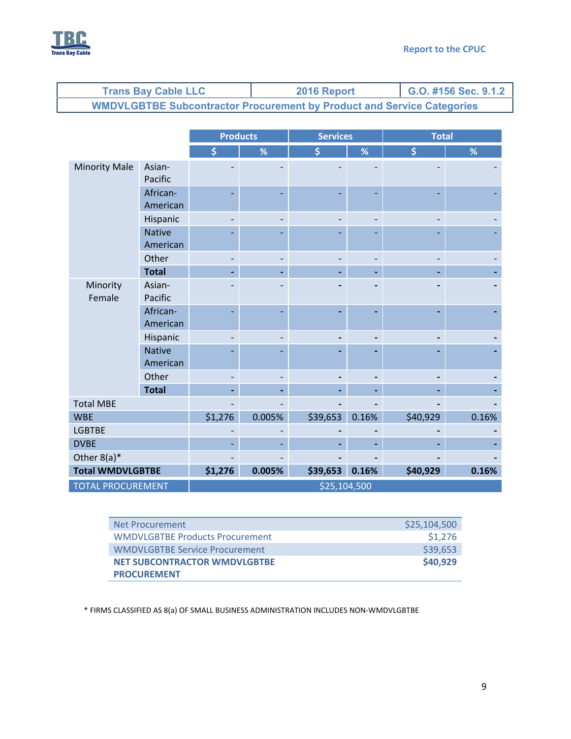| Trans Bay Cable LLC | 2016 Report | G.O. #156 Sec. 9.1.2 |
|---|---|---|
| WMDVLGBTBE Subcontractor Procurement by Product and Service Categories | | |

| | | Products | | Services | | Total | |
|---|---|---|---|---|---|---|---|
| | | $ | % | $ | % | $ | % |
| Minority Male | Asian-Pacific | - | - | - | - | - | - |
| | African-American | - | - | - | - | - | - |
| | Hispanic | - | - | - | - | - | - |
| | Native American | - | - | - | - | - | - |
| | Other | - | - | - | - | - | - |
| | **Total** | **-** | **-** | **-** | **-** | **-** | **-** |
| Minority Female | Asian-Pacific | - | - | - | - | - | - |
| | African-American | - | - | - | - | - | - |
| | Hispanic | - | - | - | - | - | - |
| | Native American | - | - | - | - | - | - |
| | Other | - | - | - | - | - | - |
| | **Total** | **-** | **-** | **-** | **-** | **-** | **-** |
| Total MBE | | - | - | - | - | - | - |
| WBE | | $1,276 | 0.005% | $39,653 | 0.16% | $40,929 | 0.16% |
| LGBTBE | | - | - | - | - | - | - |
| DVBE | | - | - | - | - | - | - |
| Other 8(a)* | | - | - | - | - | - | - |
| **Total WMDVLGBTBE** | | **$1,276** | **0.005%** | **$39,653** | **0.16%** | **$40,929** | **0.16%** |
| TOTAL PROCUREMENT | | $25,104,500 | | | | | |

| | |
|---|---|
| Net Procurement | $25,104,500 |
| WMDVLGBTBE Products Procurement | $1,276 |
| WMDVLGBTBE Service Procurement | $39,653 |
| **NET SUBCONTRACTOR WMDVLGBTBE PROCUREMENT** | **$40,929** |

\* FIRMS CLASSIFIED AS 8(a) OF SMALL BUSINESS ADMINISTRATION INCLUDES NON-WMDVLGBTBE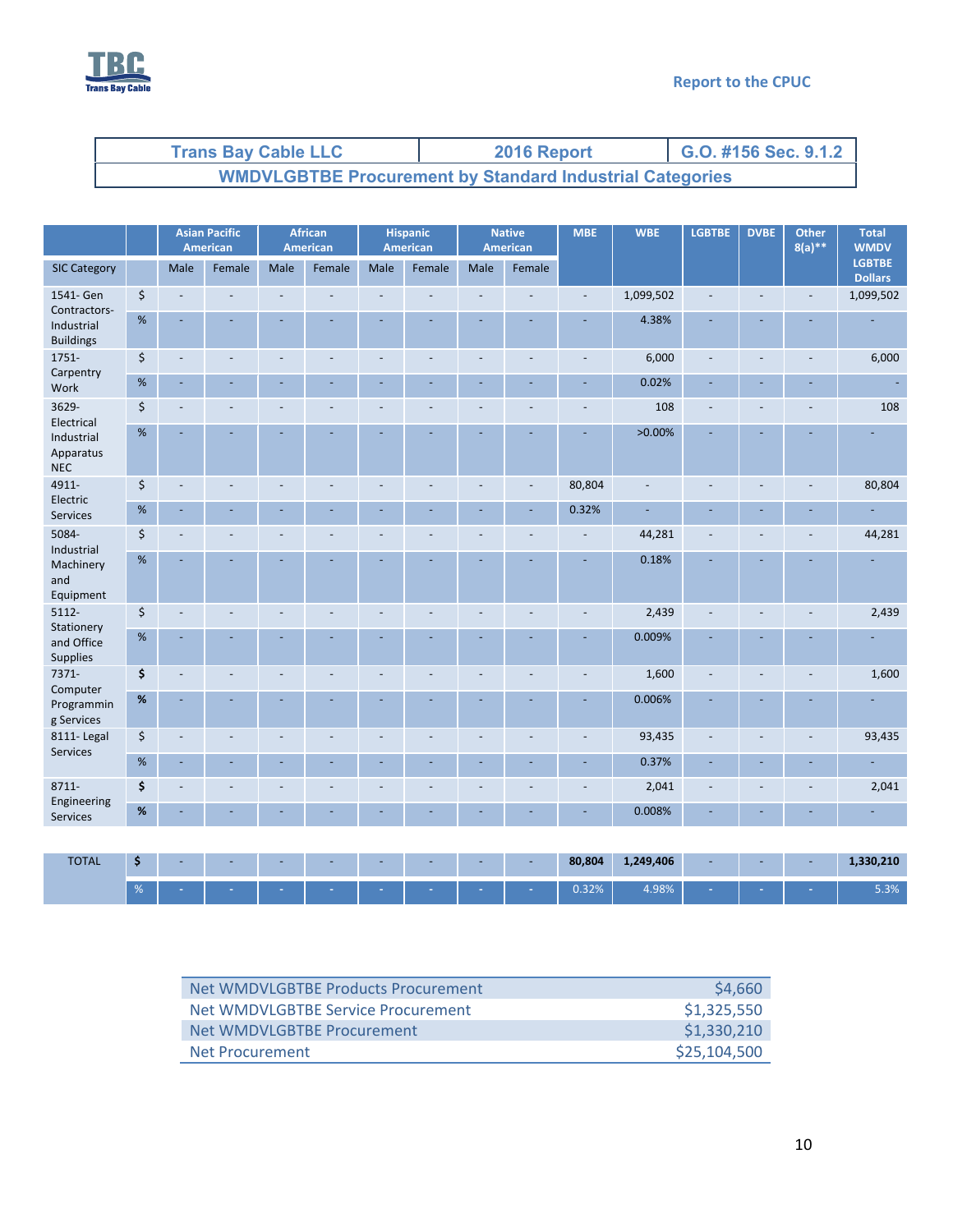Report to the CPUC

| Trans Bay Cable LLC | 2016 Report | G.O. #156 Sec. 9.1.2 |
|---|---|---|
| WMDVLGBTBE Procurement by Standard Industrial Categories | | |

| SIC Category | | Asian Pacific American | | African American | | Hispanic American | | Native American | | MBE | WBE | LGBTBE | DVBE | Other 8(a)** | Total WMDV LGBTBE Dollars |
|---|---|---|---|---|---|---|---|---|---|---|---|---|---|---|---|
| | | Male | Female | Male | Female | Male | Female | Male | Female | | | | | | |
| 1541- Gen Contractors-Industrial Buildings | $ | - | - | - | - | - | - | - | - | - | 1,099,502 | - | - | - | 1,099,502 |
| | % | - | - | - | - | - | - | - | - | - | 4.38% | - | - | - | - |
| 1751- Carpentry Work | $ | - | - | - | - | - | - | - | - | - | 6,000 | - | - | - | 6,000 |
| | % | - | - | - | - | - | - | - | - | - | 0.02% | - | - | - | - |
| 3629- Electrical Industrial Apparatus NEC | $ | - | - | - | - | - | - | - | - | - | 108 | - | - | - | 108 |
| | % | - | - | - | - | - | - | - | - | - | >0.00% | - | - | - | - |
| 4911- Electric Services | $ | - | - | - | - | - | - | - | - | 80,804 | - | - | - | - | 80,804 |
| | % | - | - | - | - | - | - | - | - | 0.32% | - | - | - | - | - |
| 5084- Industrial Machinery and Equipment | $ | - | - | - | - | - | - | - | - | - | 44,281 | - | - | - | 44,281 |
| | % | - | - | - | - | - | - | - | - | - | 0.18% | - | - | - | - |
| 5112- Stationery and Office Supplies | $ | - | - | - | - | - | - | - | - | - | 2,439 | - | - | - | 2,439 |
| | % | - | - | - | - | - | - | - | - | - | 0.009% | - | - | - | - |
| 7371- Computer Programming Services | $ | - | - | - | - | - | - | - | - | - | 1,600 | - | - | - | 1,600 |
| | % | - | - | - | - | - | - | - | - | - | 0.006% | - | - | - | - |
| 8111- Legal Services | $ | - | - | - | - | - | - | - | - | - | 93,435 | - | - | - | 93,435 |
| | % | - | - | - | - | - | - | - | - | - | 0.37% | - | - | - | - |
| 8711- Engineering Services | $ | - | - | - | - | - | - | - | - | - | 2,041 | - | - | - | 2,041 |
| | % | - | - | - | - | - | - | - | - | - | 0.008% | - | - | - | - |
| **TOTAL** | **$** | - | - | - | - | - | - | - | - | **80,804** | **1,249,406** | - | - | - | **1,330,210** |
| | % | - | - | - | - | - | - | - | - | 0.32% | 4.98% | - | - | - | 5.3% |

| | |
|---|---|
| Net WMDVLGBTBE Products Procurement | $4,660 |
| Net WMDVLGBTBE Service Procurement | $1,325,550 |
| Net WMDVLGBTBE Procurement | $1,330,210 |
| Net Procurement | $25,104,500 |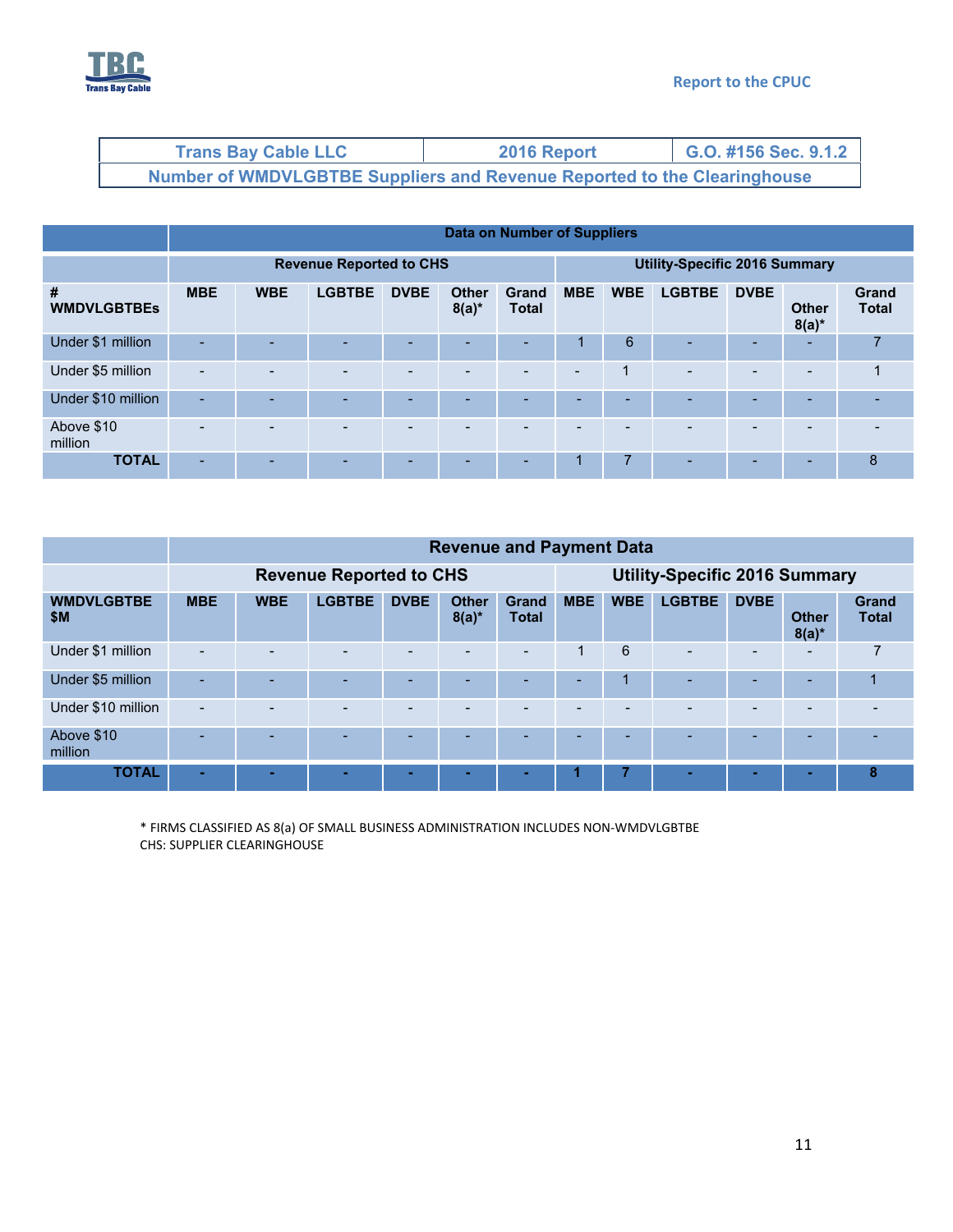| Trans Bay Cable LLC | 2016 Report | G.O. #156 Sec. 9.1.2 |
|---|---|---|
| Number of WMDVLGBTBE Suppliers and Revenue Reported to the Clearinghouse | | |

| | Data on Number of Suppliers | | | | | | | | | | | |
|---|---|---|---|---|---|---|---|---|---|---|---|---|
| | Revenue Reported to CHS | | | | | | Utility-Specific 2016 Summary | | | | | |
| # WMDVLGBTBEs | MBE | WBE | LGBTBE | DVBE | Other 8(a)* | Grand Total | MBE | WBE | LGBTBE | DVBE | Other 8(a)* | Grand Total |
| Under $1 million | - | - | - | - | - | - | 1 | 6 | - | - | - | 7 |
| Under $5 million | - | - | - | - | - | - | - | 1 | - | - | - | 1 |
| Under $10 million | - | - | - | - | - | - | - | - | - | - | - | - |
| Above $10 million | - | - | - | - | - | - | - | - | - | - | - | - |
| **TOTAL** | - | - | - | - | - | - | 1 | 7 | - | - | - | 8 |

| | Revenue and Payment Data | | | | | | | | | | | |
|---|---|---|---|---|---|---|---|---|---|---|---|---|
| | Revenue Reported to CHS | | | | | | Utility-Specific 2016 Summary | | | | | |
| WMDVLGBTBE $M | MBE | WBE | LGBTBE | DVBE | Other 8(a)* | Grand Total | MBE | WBE | LGBTBE | DVBE | Other 8(a)* | Grand Total |
| Under $1 million | - | - | - | - | - | - | 1 | 6 | - | - | - | 7 |
| Under $5 million | - | - | - | - | - | - | - | 1 | - | - | - | 1 |
| Under $10 million | - | - | - | - | - | - | - | - | - | - | - | - |
| Above $10 million | - | - | - | - | - | - | - | - | - | - | - | - |
| **TOTAL** | **-** | **-** | **-** | **-** | **-** | **-** | **1** | **7** | **-** | **-** | **-** | **8** |

\* FIRMS CLASSIFIED AS 8(a) OF SMALL BUSINESS ADMINISTRATION INCLUDES NON-WMDVLGBTBE
CHS: SUPPLIER CLEARINGHOUSE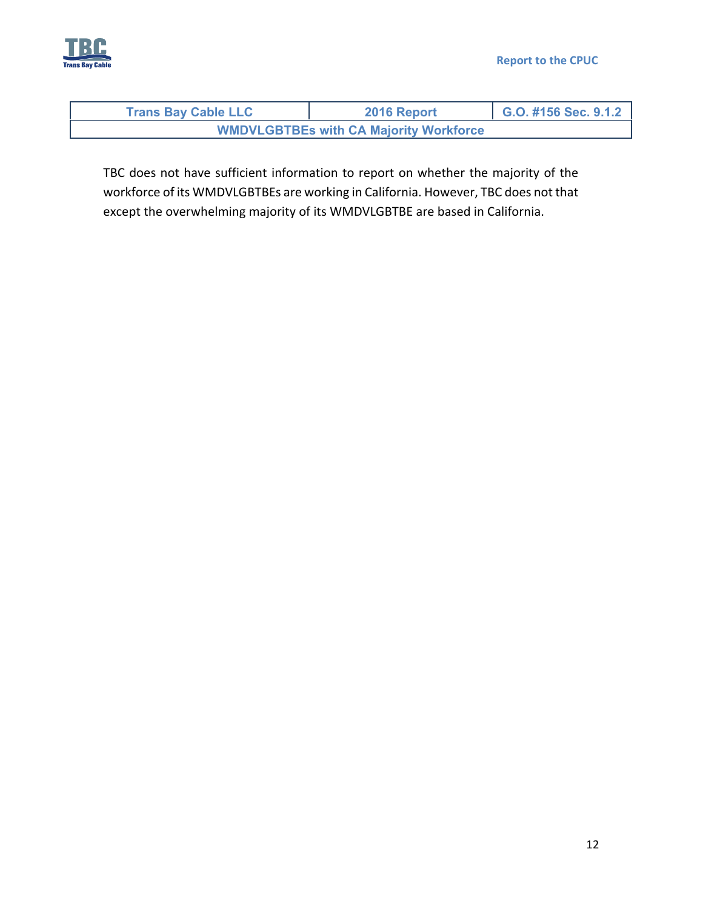| Trans Bay Cable LLC | 2016 Report | G.O. #156 Sec. 9.1.2 |
| --- | --- | --- |
| WMDVLGBTBEs with CA Majority Workforce | | |

TBC does not have sufficient information to report on whether the majority of the workforce of its WMDVLGBTBEs are working in California. However, TBC does not that except the overwhelming majority of its WMDVLGBTBE are based in California.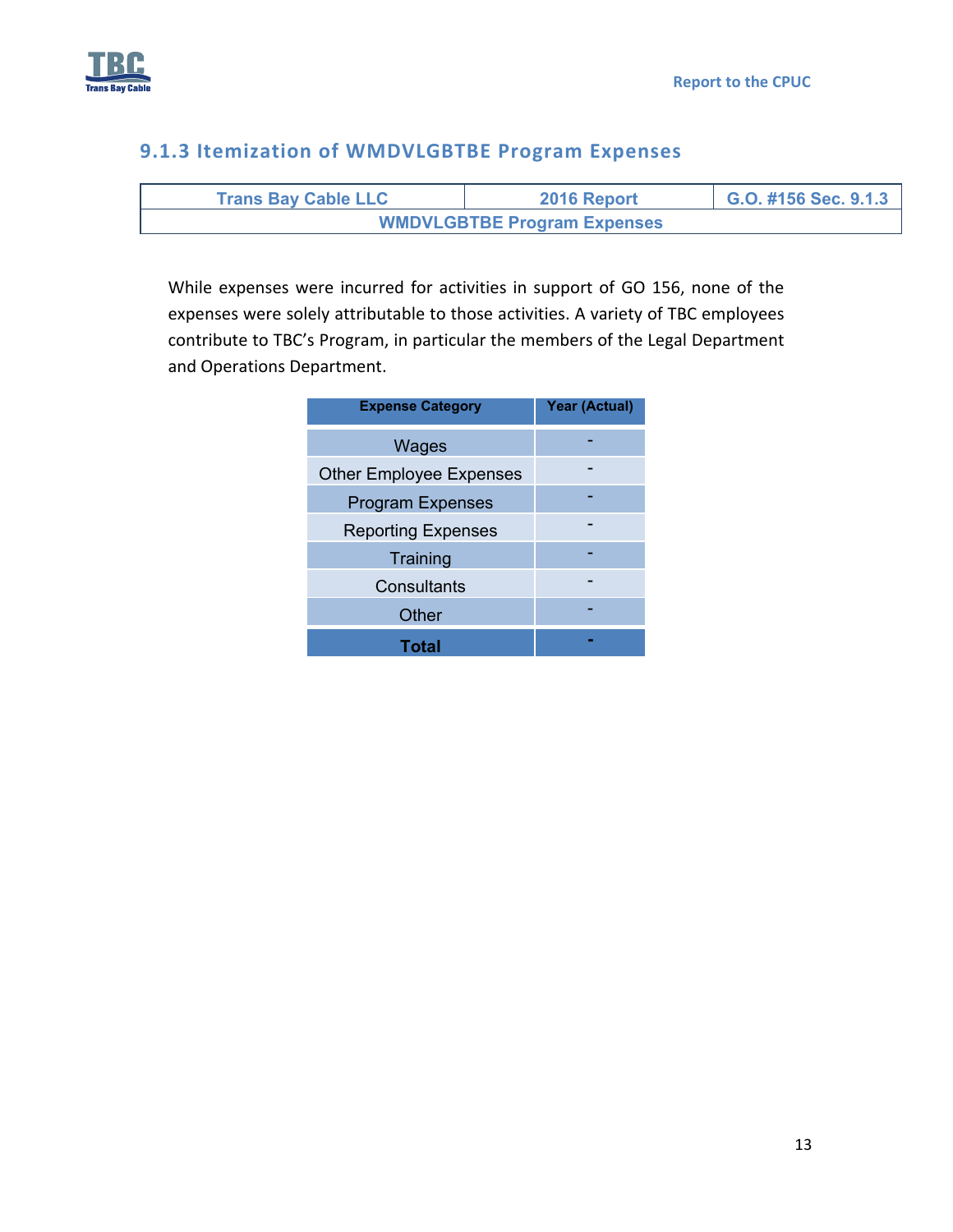### 9.1.3 Itemization of WMDVLGBTBE Program Expenses

| Trans Bay Cable LLC | 2016 Report | G.O. #156 Sec. 9.1.3 |
| --- | --- | --- |
| WMDVLGBTBE Program Expenses | | |

While expenses were incurred for activities in support of GO 156, none of the expenses were solely attributable to those activities. A variety of TBC employees contribute to TBC's Program, in particular the members of the Legal Department and Operations Department.

| Expense Category | Year (Actual) |
| --- | --- |
| Wages | - |
| Other Employee Expenses | - |
| Program Expenses | - |
| Reporting Expenses | - |
| Training | - |
| Consultants | - |
| Other | - |
| **Total** | **-** |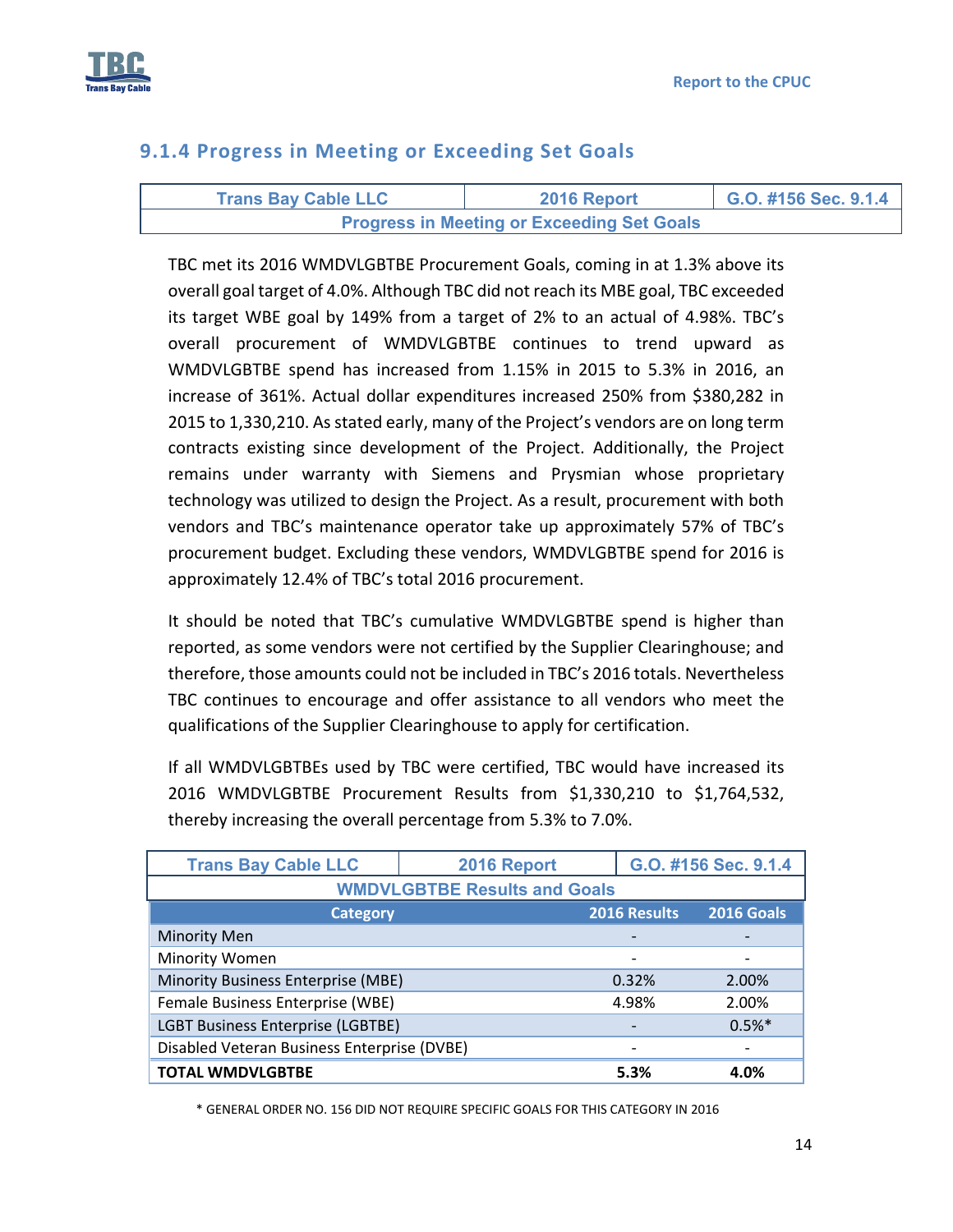### 9.1.4 Progress in Meeting or Exceeding Set Goals

| Trans Bay Cable LLC | 2016 Report | G.O. #156 Sec. 9.1.4 |
|---|---|---|
| Progress in Meeting or Exceeding Set Goals | | |

TBC met its 2016 WMDVLGBTBE Procurement Goals, coming in at 1.3% above its overall goal target of 4.0%. Although TBC did not reach its MBE goal, TBC exceeded its target WBE goal by 149% from a target of 2% to an actual of 4.98%. TBC's overall procurement of WMDVLGBTBE continues to trend upward as WMDVLGBTBE spend has increased from 1.15% in 2015 to 5.3% in 2016, an increase of 361%. Actual dollar expenditures increased 250% from $380,282 in 2015 to 1,330,210. As stated early, many of the Project's vendors are on long term contracts existing since development of the Project. Additionally, the Project remains under warranty with Siemens and Prysmian whose proprietary technology was utilized to design the Project. As a result, procurement with both vendors and TBC's maintenance operator take up approximately 57% of TBC's procurement budget. Excluding these vendors, WMDVLGBTBE spend for 2016 is approximately 12.4% of TBC's total 2016 procurement.

It should be noted that TBC's cumulative WMDVLGBTBE spend is higher than reported, as some vendors were not certified by the Supplier Clearinghouse; and therefore, those amounts could not be included in TBC's 2016 totals. Nevertheless TBC continues to encourage and offer assistance to all vendors who meet the qualifications of the Supplier Clearinghouse to apply for certification.

If all WMDVLGBTBEs used by TBC were certified, TBC would have increased its 2016 WMDVLGBTBE Procurement Results from $1,330,210 to $1,764,532, thereby increasing the overall percentage from 5.3% to 7.0%.

| Trans Bay Cable LLC | 2016 Report | G.O. #156 Sec. 9.1.4 |
|---|---|---|
| WMDVLGBTBE Results and Goals | | |
| **Category** | **2016 Results** | **2016 Goals** |
| Minority Men | - | - |
| Minority Women | - | - |
| Minority Business Enterprise (MBE) | 0.32% | 2.00% |
| Female Business Enterprise (WBE) | 4.98% | 2.00% |
| LGBT Business Enterprise (LGBTBE) | - | 0.5%* |
| Disabled Veteran Business Enterprise (DVBE) | - | - |
| **TOTAL WMDVLGBTBE** | **5.3%** | **4.0%** |

\* GENERAL ORDER NO. 156 DID NOT REQUIRE SPECIFIC GOALS FOR THIS CATEGORY IN 2016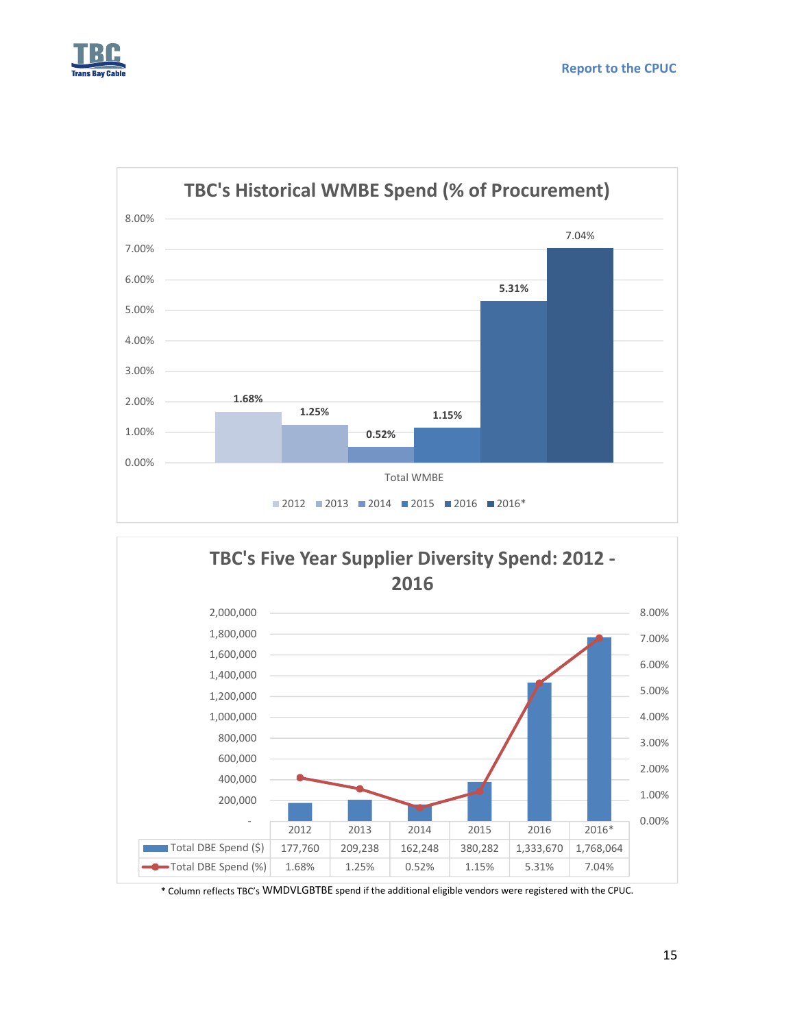## TBC's Historical WMBE Spend (% of Procurement)

| Total WMBE | 2012 | 2013 | 2014 | 2015 | 2016 | 2016* |
|---|---|---|---|---|---|---|
| % of Procurement | 1.68% | 1.25% | 0.52% | 1.15% | 5.31% | 7.04% |

## TBC's Five Year Supplier Diversity Spend: 2012 - 2016

| | 2012 | 2013 | 2014 | 2015 | 2016 | 2016* |
|---|---|---|---|---|---|---|
| Total DBE Spend ($) | 177,760 | 209,238 | 162,248 | 380,282 | 1,333,670 | 1,768,064 |
| Total DBE Spend (%) | 1.68% | 1.25% | 0.52% | 1.15% | 5.31% | 7.04% |

* Column reflects TBC's WMDVLGBTBE spend if the additional eligible vendors were registered with the CPUC.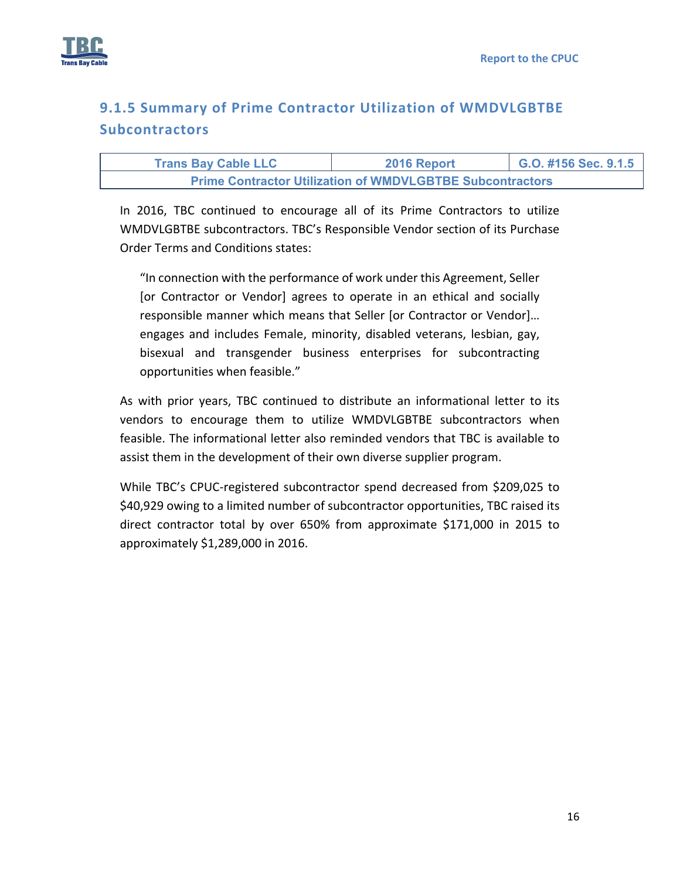### 9.1.5 Summary of Prime Contractor Utilization of WMDVLGBTBE Subcontractors

| Trans Bay Cable LLC | 2016 Report | G.O. #156 Sec. 9.1.5 |
| --- | --- | --- |
| Prime Contractor Utilization of WMDVLGBTBE Subcontractors | | |

In 2016, TBC continued to encourage all of its Prime Contractors to utilize WMDVLGBTBE subcontractors. TBC's Responsible Vendor section of its Purchase Order Terms and Conditions states:

> "In connection with the performance of work under this Agreement, Seller [or Contractor or Vendor] agrees to operate in an ethical and socially responsible manner which means that Seller [or Contractor or Vendor]… engages and includes Female, minority, disabled veterans, lesbian, gay, bisexual and transgender business enterprises for subcontracting opportunities when feasible."

As with prior years, TBC continued to distribute an informational letter to its vendors to encourage them to utilize WMDVLGBTBE subcontractors when feasible. The informational letter also reminded vendors that TBC is available to assist them in the development of their own diverse supplier program.

While TBC's CPUC-registered subcontractor spend decreased from $209,025 to $40,929 owing to a limited number of subcontractor opportunities, TBC raised its direct contractor total by over 650% from approximate $171,000 in 2015 to approximately $1,289,000 in 2016.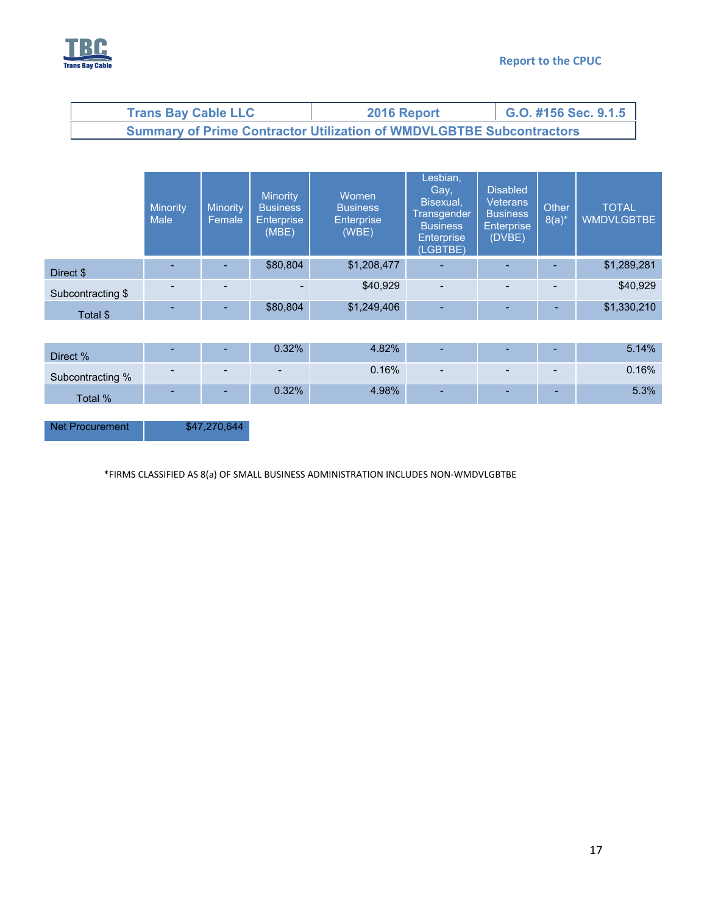| Trans Bay Cable LLC | 2016 Report | G.O. #156 Sec. 9.1.5 |
|---|---|---|
| **Summary of Prime Contractor Utilization of WMDVLGBTBE Subcontractors** | | |

| | Minority Male | Minority Female | Minority Business Enterprise (MBE) | Women Business Enterprise (WBE) | Lesbian, Gay, Bisexual, Transgender Business Enterprise (LGBTBE) | Disabled Veterans Business Enterprise (DVBE) | Other 8(a)* | TOTAL WMDVLGBTBE |
|---|---|---|---|---|---|---|---|---|
| Direct $ | - | - | $80,804 | $1,208,477 | - | - | - | $1,289,281 |
| Subcontracting $ | - | - | - | $40,929 | - | - | - | $40,929 |
| Total $ | - | - | $80,804 | $1,249,406 | - | - | - | $1,330,210 |
| | | | | | | | | |
| Direct % | - | - | 0.32% | 4.82% | - | - | - | 5.14% |
| Subcontracting % | - | - | - | 0.16% | - | - | - | 0.16% |
| Total % | - | - | 0.32% | 4.98% | - | - | - | 5.3% |

| Net Procurement | $47,270,644 |
|---|---|

*FIRMS CLASSIFIED AS 8(a) OF SMALL BUSINESS ADMINISTRATION INCLUDES NON-WMDVLGBTBE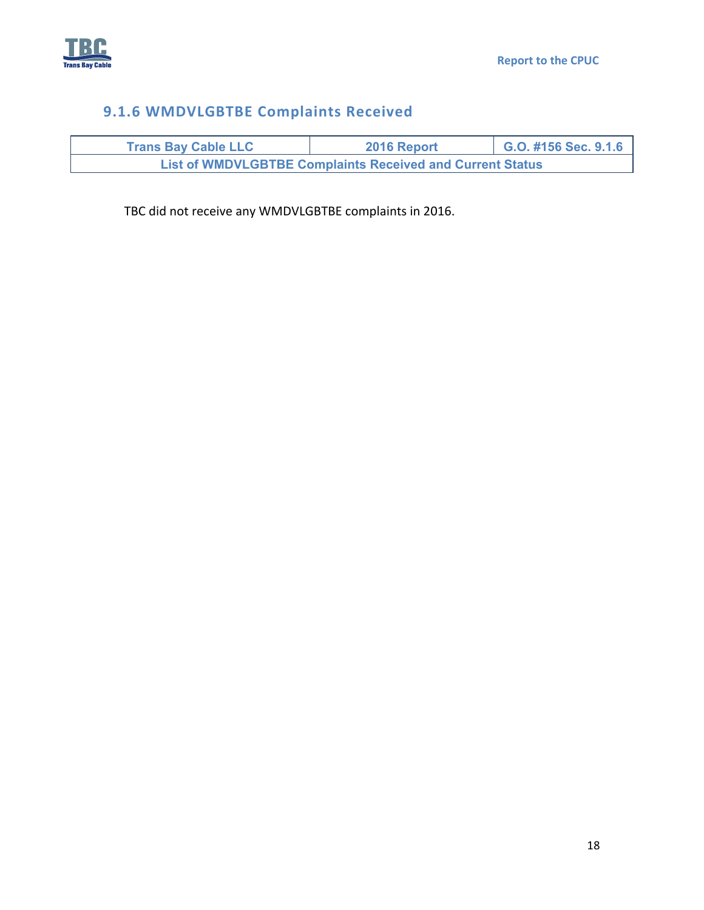### 9.1.6 WMDVLGBTBE Complaints Received

| Trans Bay Cable LLC | 2016 Report | G.O. #156 Sec. 9.1.6 |
|---|---|---|
| List of WMDVLGBTBE Complaints Received and Current Status | | |

TBC did not receive any WMDVLGBTBE complaints in 2016.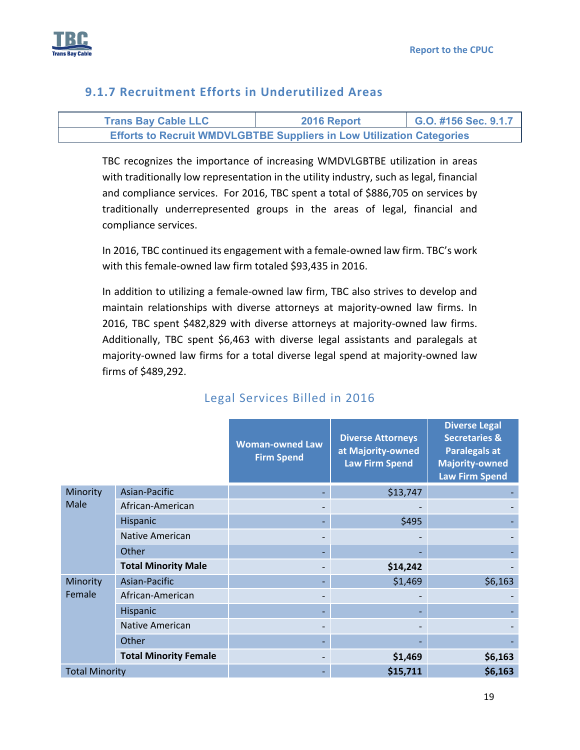## 9.1.7 Recruitment Efforts in Underutilized Areas

| Trans Bay Cable LLC | 2016 Report | G.O. #156 Sec. 9.1.7 |
|---|---|---|
| Efforts to Recruit WMDVLGBTBE Suppliers in Low Utilization Categories | | |

TBC recognizes the importance of increasing WMDVLGBTBE utilization in areas with traditionally low representation in the utility industry, such as legal, financial and compliance services. For 2016, TBC spent a total of $886,705 on services by traditionally underrepresented groups in the areas of legal, financial and compliance services.

In 2016, TBC continued its engagement with a female-owned law firm. TBC's work with this female-owned law firm totaled $93,435 in 2016.

In addition to utilizing a female-owned law firm, TBC also strives to develop and maintain relationships with diverse attorneys at majority-owned law firms. In 2016, TBC spent $482,829 with diverse attorneys at majority-owned law firms. Additionally, TBC spent $6,463 with diverse legal assistants and paralegals at majority-owned law firms for a total diverse legal spend at majority-owned law firms of $489,292.

### Legal Services Billed in 2016

| | | Woman-owned Law Firm Spend | Diverse Attorneys at Majority-owned Law Firm Spend | Diverse Legal Secretaries & Paralegals at Majority-owned Law Firm Spend |
|---|---|---|---|---|
| Minority Male | Asian-Pacific | - | $13,747 | - |
| | African-American | - | - | - |
| | Hispanic | - | $495 | - |
| | Native American | - | - | - |
| | Other | - | - | - |
| | **Total Minority Male** | - | **$14,242** | - |
| Minority Female | Asian-Pacific | - | $1,469 | $6,163 |
| | African-American | - | - | - |
| | Hispanic | - | - | - |
| | Native American | - | - | - |
| | Other | - | - | - |
| | **Total Minority Female** | - | **$1,469** | **$6,163** |
| Total Minority | | - | **$15,711** | **$6,163** |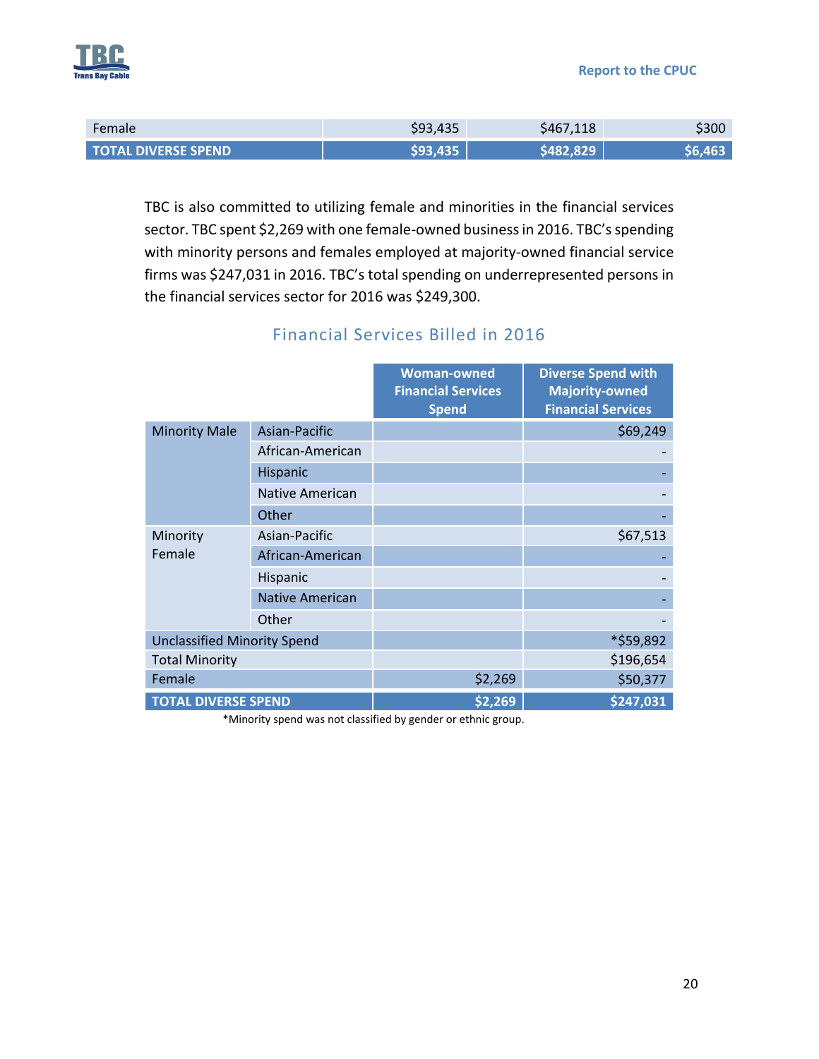| | | | |
|---|---|---|---|
| Female | $93,435 | $467,118 | $300 |
| **TOTAL DIVERSE SPEND** | **$93,435** | **$482,829** | **$6,463** |

TBC is also committed to utilizing female and minorities in the financial services sector. TBC spent $2,269 with one female-owned business in 2016. TBC's spending with minority persons and females employed at majority-owned financial service firms was $247,031 in 2016. TBC's total spending on underrepresented persons in the financial services sector for 2016 was $249,300.

## Financial Services Billed in 2016

| | | Woman-owned Financial Services Spend | Diverse Spend with Majority-owned Financial Services |
|---|---|---|---|
| Minority Male | Asian-Pacific | | $69,249 |
| | African-American | | - |
| | Hispanic | | - |
| | Native American | | - |
| | Other | | - |
| Minority Female | Asian-Pacific | | $67,513 |
| | African-American | | - |
| | Hispanic | | - |
| | Native American | | - |
| | Other | | - |
| Unclassified Minority Spend | | | *$59,892 |
| Total Minority | | | $196,654 |
| Female | | $2,269 | $50,377 |
| **TOTAL DIVERSE SPEND** | | **$2,269** | **$247,031** |

*Minority spend was not classified by gender or ethnic group.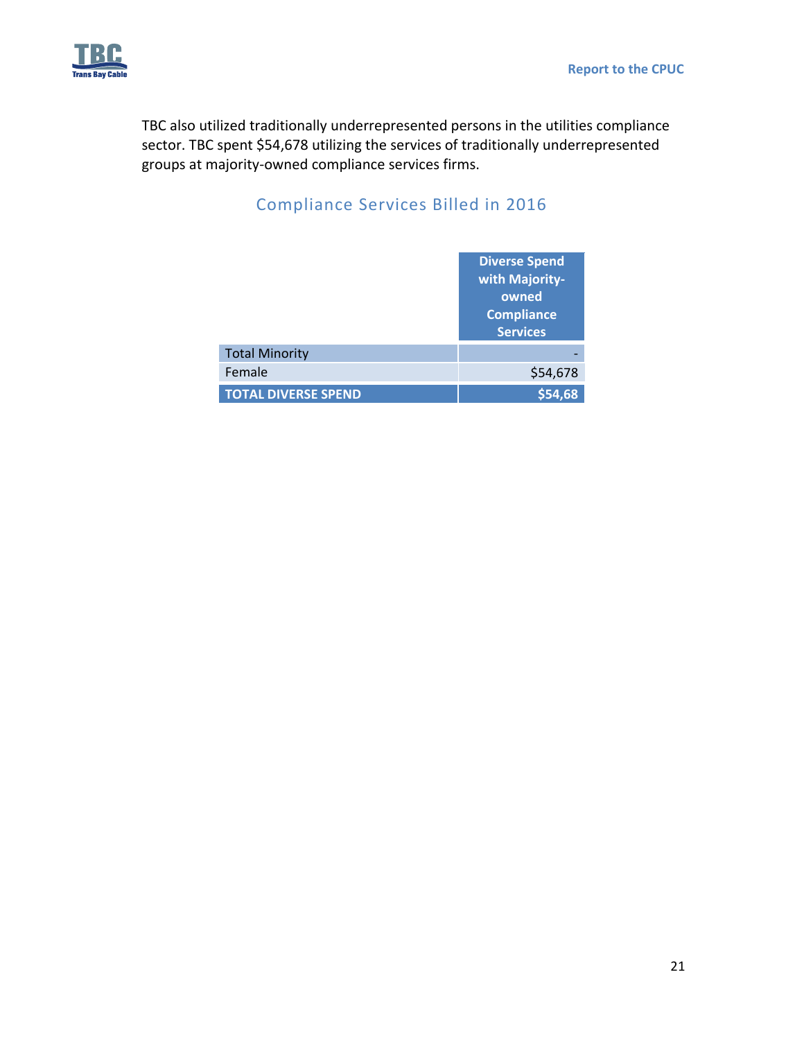TBC also utilized traditionally underrepresented persons in the utilities compliance sector. TBC spent $54,678 utilizing the services of traditionally underrepresented groups at majority-owned compliance services firms.

## Compliance Services Billed in 2016

| | Diverse Spend with Majority-owned Compliance Services |
|---|---|
| Total Minority | - |
| Female | $54,678 |
| **TOTAL DIVERSE SPEND** | **$54,68** |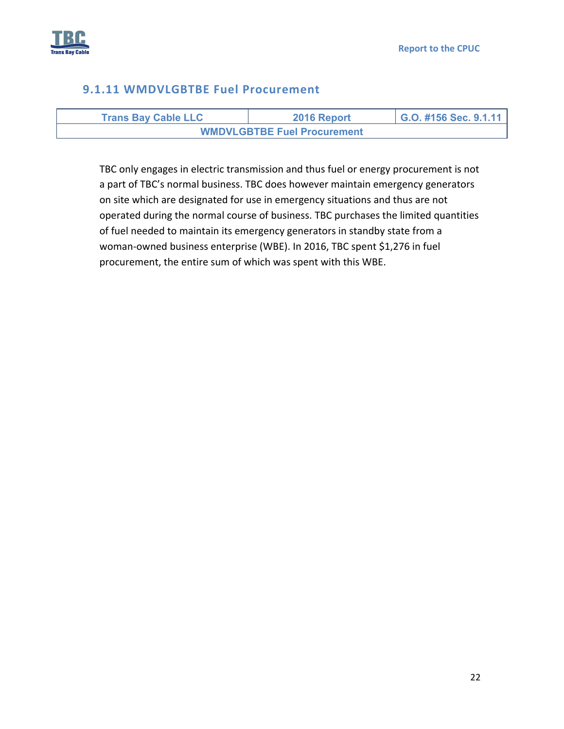### 9.1.11 WMDVLGBTBE Fuel Procurement

| Trans Bay Cable LLC | 2016 Report | G.O. #156 Sec. 9.1.11 |
|---|---|---|
| WMDVLGBTBE Fuel Procurement | | |

TBC only engages in electric transmission and thus fuel or energy procurement is not a part of TBC's normal business. TBC does however maintain emergency generators on site which are designated for use in emergency situations and thus are not operated during the normal course of business. TBC purchases the limited quantities of fuel needed to maintain its emergency generators in standby state from a woman-owned business enterprise (WBE). In 2016, TBC spent $1,276 in fuel procurement, the entire sum of which was spent with this WBE.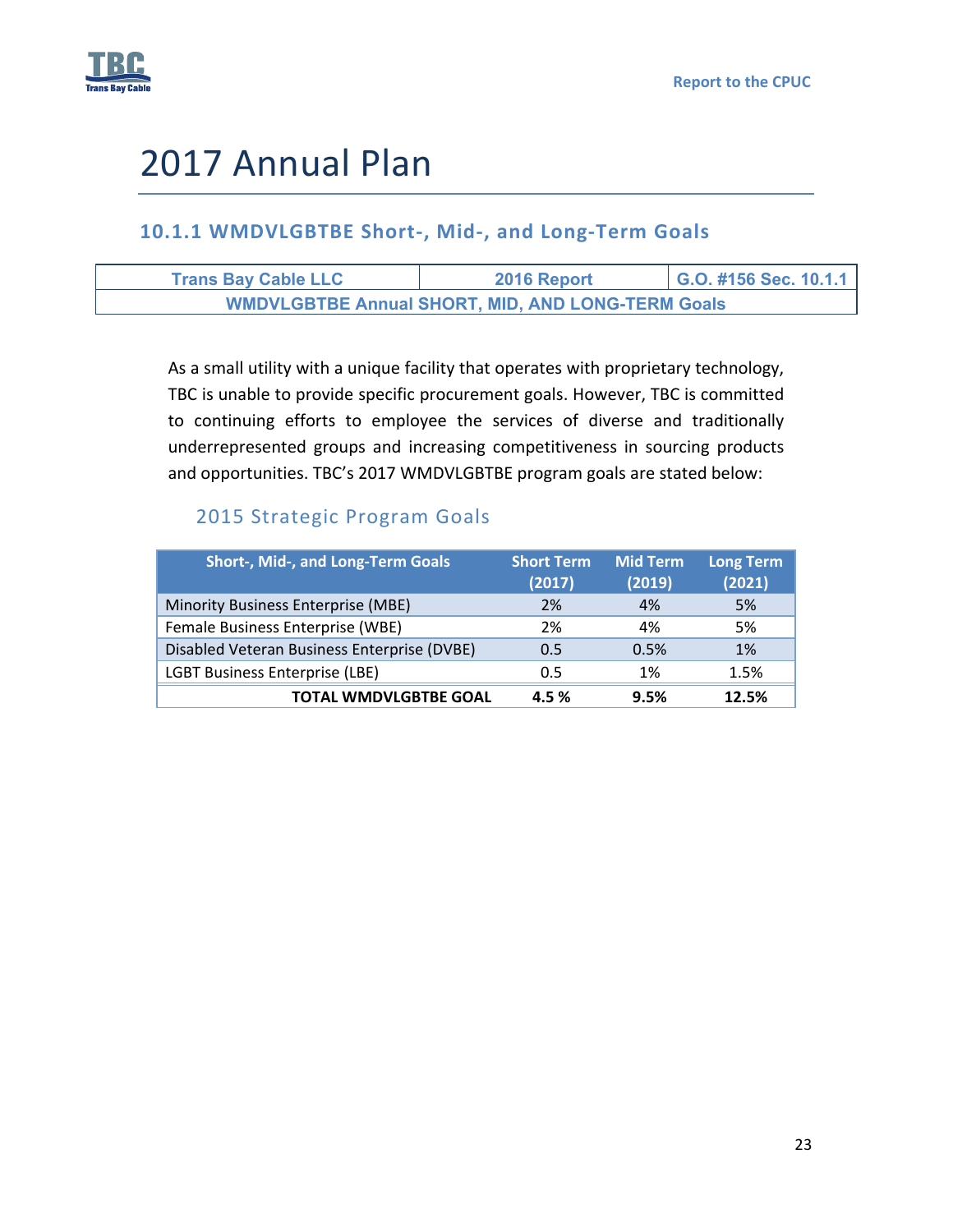# 2017 Annual Plan

### 10.1.1 WMDVLGBTBE Short-, Mid-, and Long-Term Goals

| Trans Bay Cable LLC | 2016 Report | G.O. #156 Sec. 10.1.1 |
|---|---|---|
| WMDVLGBTBE Annual SHORT, MID, AND LONG-TERM Goals | | |

As a small utility with a unique facility that operates with proprietary technology, TBC is unable to provide specific procurement goals. However, TBC is committed to continuing efforts to employee the services of diverse and traditionally underrepresented groups and increasing competitiveness in sourcing products and opportunities. TBC's 2017 WMDVLGBTBE program goals are stated below:

#### 2015 Strategic Program Goals

| Short-, Mid-, and Long-Term Goals | Short Term (2017) | Mid Term (2019) | Long Term (2021) |
|---|---|---|---|
| Minority Business Enterprise (MBE) | 2% | 4% | 5% |
| Female Business Enterprise (WBE) | 2% | 4% | 5% |
| Disabled Veteran Business Enterprise (DVBE) | 0.5 | 0.5% | 1% |
| LGBT Business Enterprise (LBE) | 0.5 | 1% | 1.5% |
| **TOTAL WMDVLGBTBE GOAL** | **4.5 %** | **9.5%** | **12.5%** |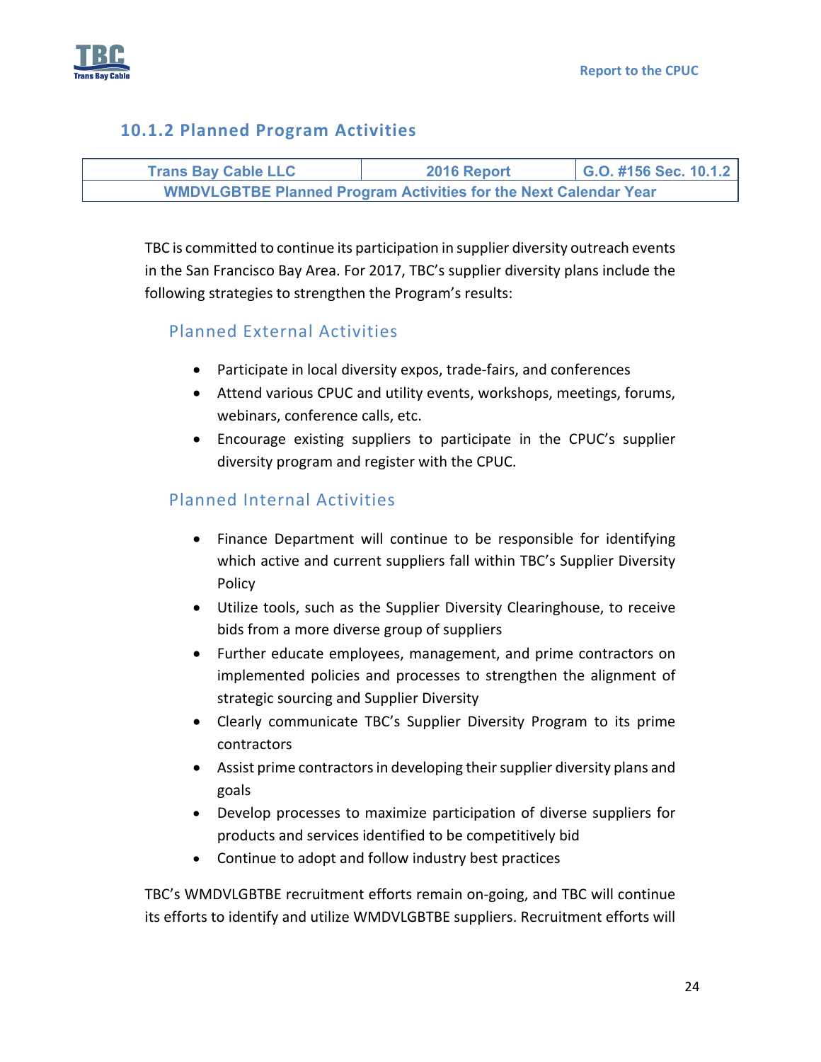### 10.1.2 Planned Program Activities

| Trans Bay Cable LLC | 2016 Report | G.O. #156 Sec. 10.1.2 |
| --- | --- | --- |
| WMDVLGBTBE Planned Program Activities for the Next Calendar Year | | |

TBC is committed to continue its participation in supplier diversity outreach events in the San Francisco Bay Area. For 2017, TBC's supplier diversity plans include the following strategies to strengthen the Program's results:

#### Planned External Activities

- Participate in local diversity expos, trade-fairs, and conferences
- Attend various CPUC and utility events, workshops, meetings, forums, webinars, conference calls, etc.
- Encourage existing suppliers to participate in the CPUC's supplier diversity program and register with the CPUC.

#### Planned Internal Activities

- Finance Department will continue to be responsible for identifying which active and current suppliers fall within TBC's Supplier Diversity Policy
- Utilize tools, such as the Supplier Diversity Clearinghouse, to receive bids from a more diverse group of suppliers
- Further educate employees, management, and prime contractors on implemented policies and processes to strengthen the alignment of strategic sourcing and Supplier Diversity
- Clearly communicate TBC's Supplier Diversity Program to its prime contractors
- Assist prime contractors in developing their supplier diversity plans and goals
- Develop processes to maximize participation of diverse suppliers for products and services identified to be competitively bid
- Continue to adopt and follow industry best practices

TBC's WMDVLGBTBE recruitment efforts remain on-going, and TBC will continue its efforts to identify and utilize WMDVLGBTBE suppliers. Recruitment efforts will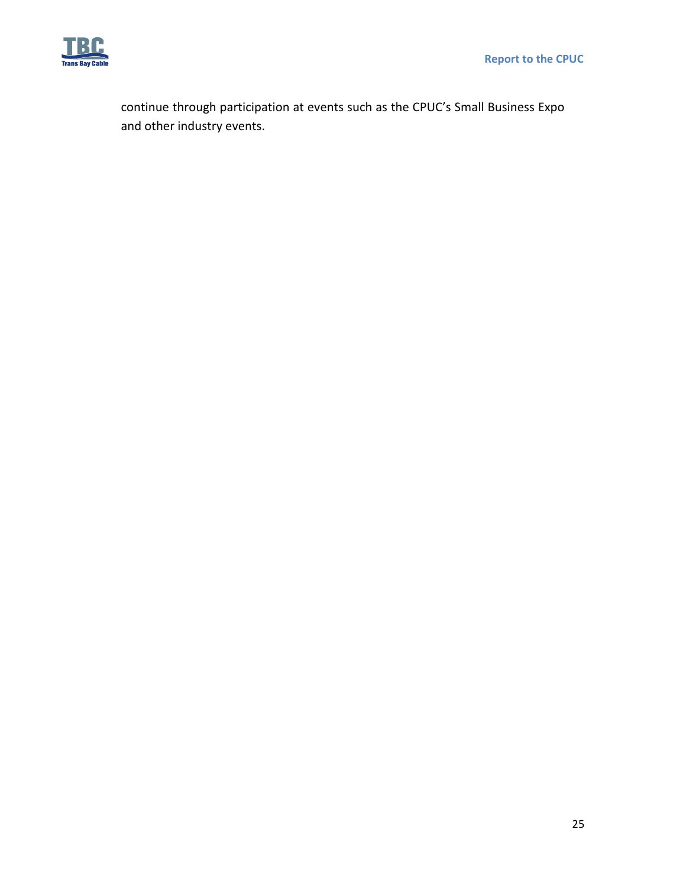continue through participation at events such as the CPUC's Small Business Expo and other industry events.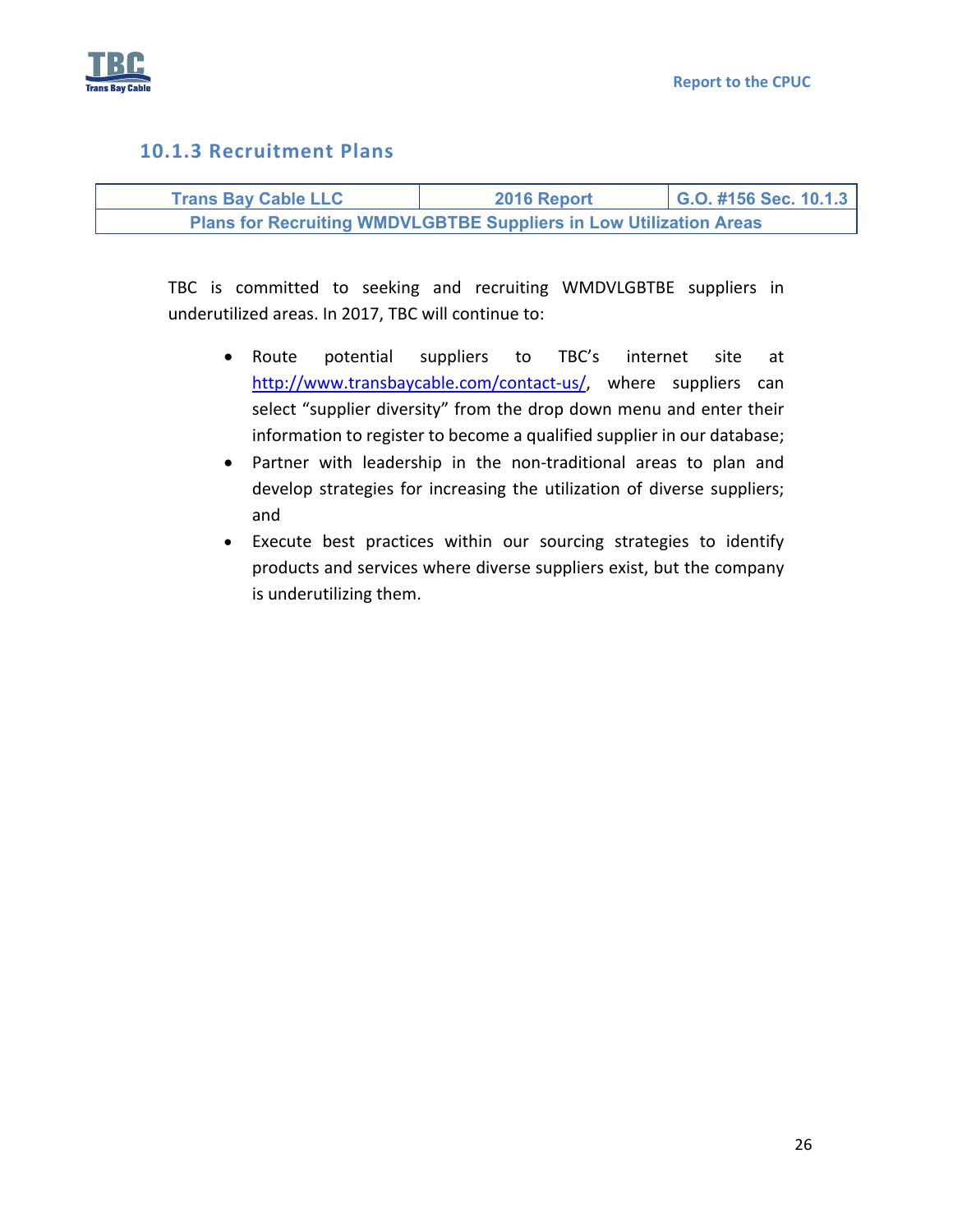### 10.1.3 Recruitment Plans

| Trans Bay Cable LLC | 2016 Report | G.O. #156 Sec. 10.1.3 |
| --- | --- | --- |
| Plans for Recruiting WMDVLGBTBE Suppliers in Low Utilization Areas | | |

TBC is committed to seeking and recruiting WMDVLGBTBE suppliers in underutilized areas. In 2017, TBC will continue to:

- Route potential suppliers to TBC's internet site at http://www.transbaycable.com/contact-us/, where suppliers can select "supplier diversity" from the drop down menu and enter their information to register to become a qualified supplier in our database;
- Partner with leadership in the non-traditional areas to plan and develop strategies for increasing the utilization of diverse suppliers; and
- Execute best practices within our sourcing strategies to identify products and services where diverse suppliers exist, but the company is underutilizing them.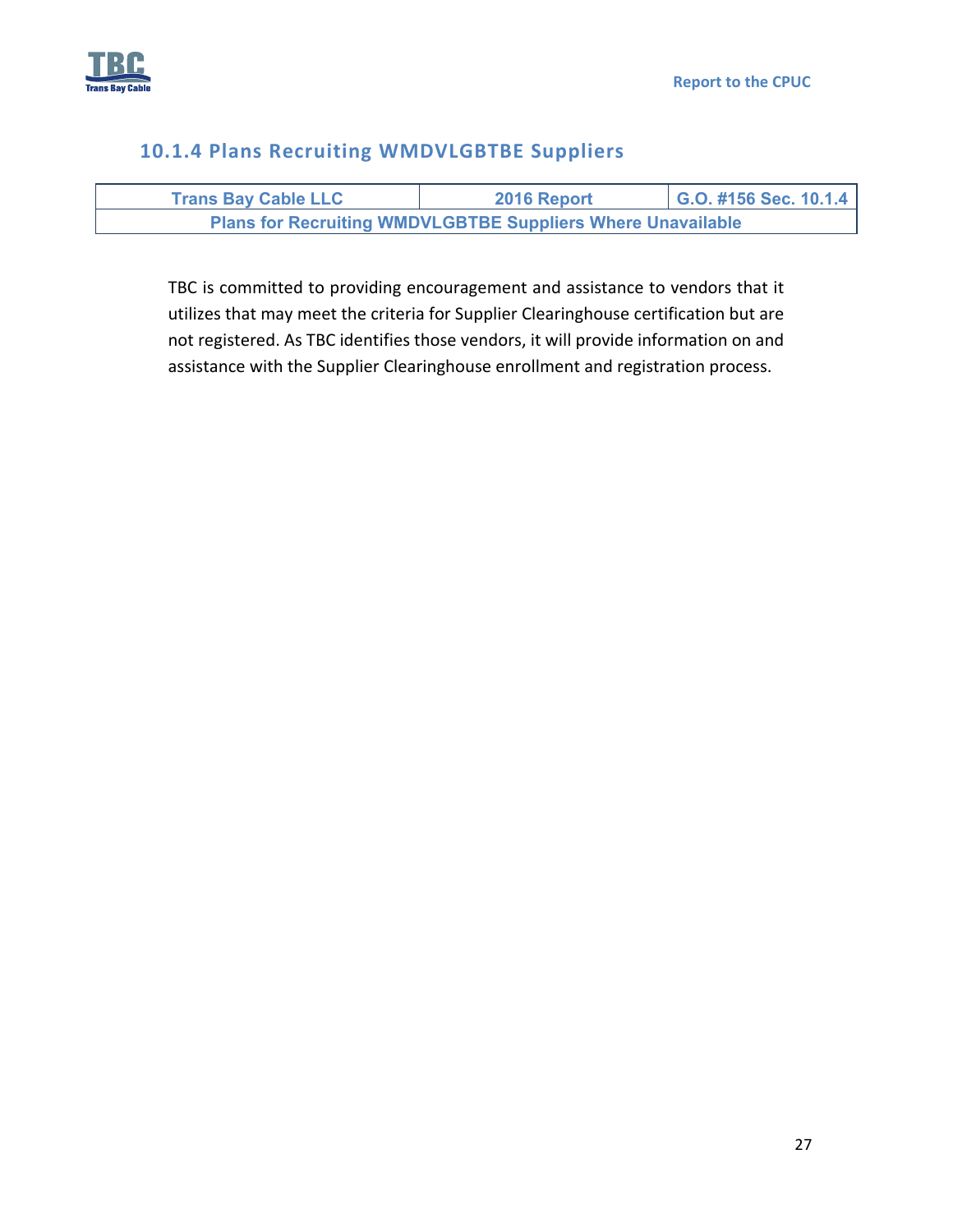### 10.1.4 Plans Recruiting WMDVLGBTBE Suppliers

| Trans Bay Cable LLC | 2016 Report | G.O. #156 Sec. 10.1.4 |
|---|---|---|
| Plans for Recruiting WMDVLGBTBE Suppliers Where Unavailable | | |

TBC is committed to providing encouragement and assistance to vendors that it utilizes that may meet the criteria for Supplier Clearinghouse certification but are not registered. As TBC identifies those vendors, it will provide information on and assistance with the Supplier Clearinghouse enrollment and registration process.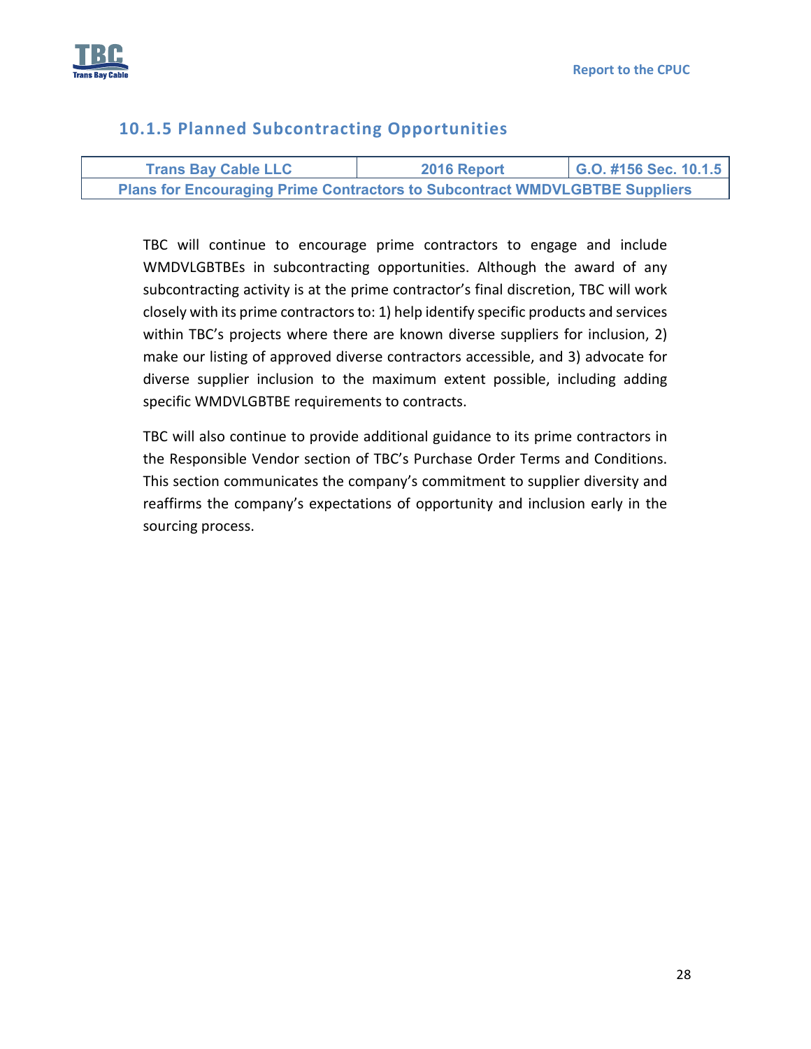### 10.1.5 Planned Subcontracting Opportunities

| Trans Bay Cable LLC | 2016 Report | G.O. #156 Sec. 10.1.5 |
| --- | --- | --- |
| Plans for Encouraging Prime Contractors to Subcontract WMDVLGBTBE Suppliers | | |

TBC will continue to encourage prime contractors to engage and include WMDVLGBTBEs in subcontracting opportunities. Although the award of any subcontracting activity is at the prime contractor's final discretion, TBC will work closely with its prime contractors to: 1) help identify specific products and services within TBC's projects where there are known diverse suppliers for inclusion, 2) make our listing of approved diverse contractors accessible, and 3) advocate for diverse supplier inclusion to the maximum extent possible, including adding specific WMDVLGBTBE requirements to contracts.

TBC will also continue to provide additional guidance to its prime contractors in the Responsible Vendor section of TBC's Purchase Order Terms and Conditions. This section communicates the company's commitment to supplier diversity and reaffirms the company's expectations of opportunity and inclusion early in the sourcing process.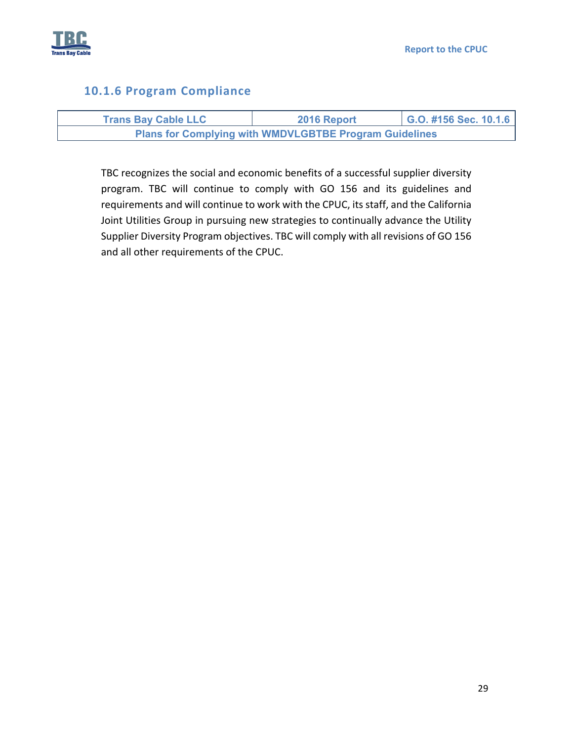### 10.1.6 Program Compliance

| | | |
|---|---|---|
| **Trans Bay Cable LLC** | **2016 Report** | **G.O. #156 Sec. 10.1.6** |
| **Plans for Complying with WMDVLGBTBE Program Guidelines** | | |

TBC recognizes the social and economic benefits of a successful supplier diversity program. TBC will continue to comply with GO 156 and its guidelines and requirements and will continue to work with the CPUC, its staff, and the California Joint Utilities Group in pursuing new strategies to continually advance the Utility Supplier Diversity Program objectives. TBC will comply with all revisions of GO 156 and all other requirements of the CPUC.